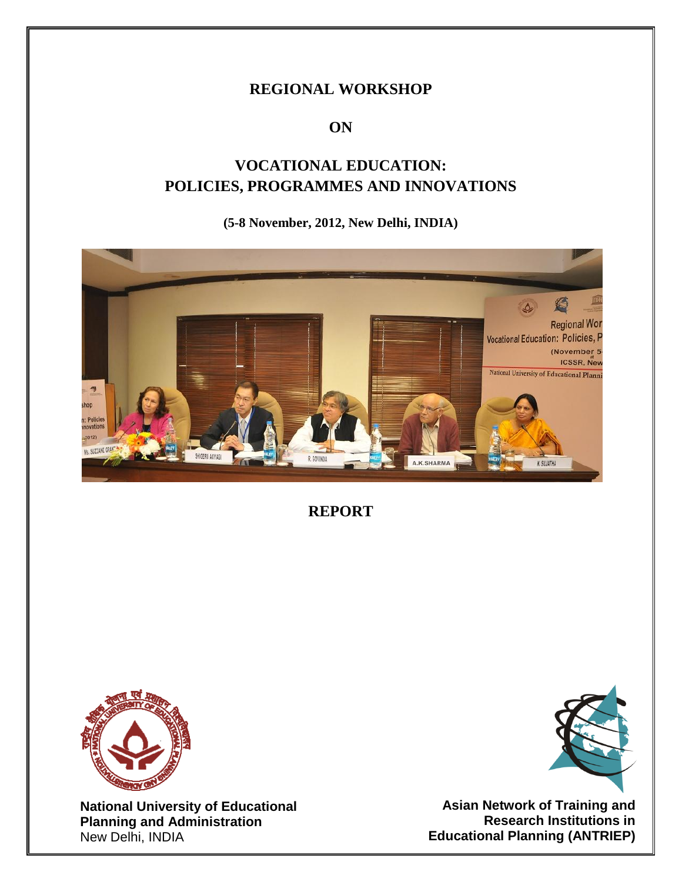# REGIONAL WORKSHOP

## ON

## VOCATIONAL EDUCATION: POLICIES, PROGRAMMES AND INNOVATIONS

**(5-8 November, 2012, New Delhi, INDIA)**

## REPORT

**National University of Educational Planning and Administration**
New Delhi, INDIA

**Asian Network of Training and Research Institutions in Educational Planning (ANTRIEP)**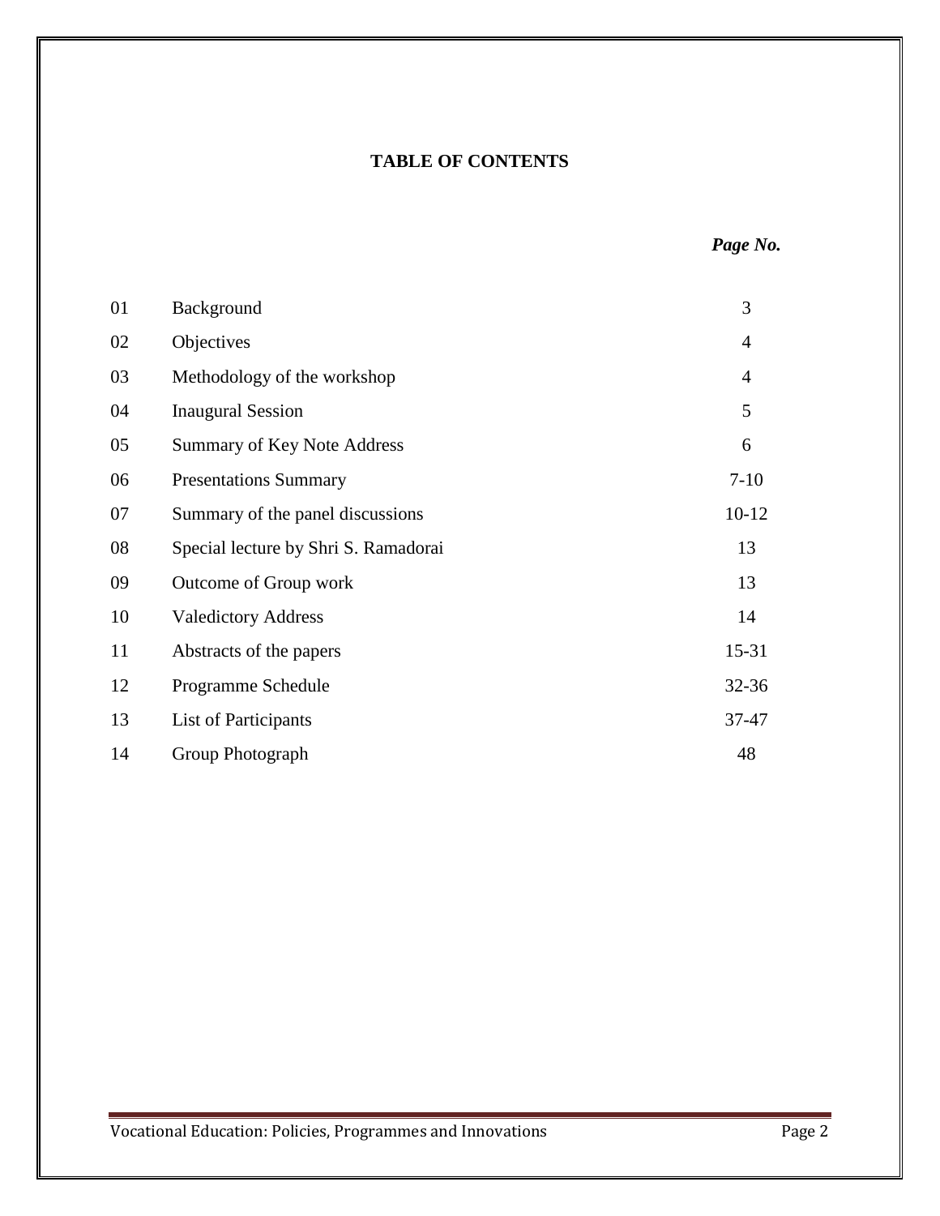## TABLE OF CONTENTS

| | | *Page No.* |
|---|---|---|
| 01 | Background | 3 |
| 02 | Objectives | 4 |
| 03 | Methodology of the workshop | 4 |
| 04 | Inaugural Session | 5 |
| 05 | Summary of Key Note Address | 6 |
| 06 | Presentations Summary | 7-10 |
| 07 | Summary of the panel discussions | 10-12 |
| 08 | Special lecture by Shri S. Ramadorai | 13 |
| 09 | Outcome of Group work | 13 |
| 10 | Valedictory Address | 14 |
| 11 | Abstracts of the papers | 15-31 |
| 12 | Programme Schedule | 32-36 |
| 13 | List of Participants | 37-47 |
| 14 | Group Photograph | 48 |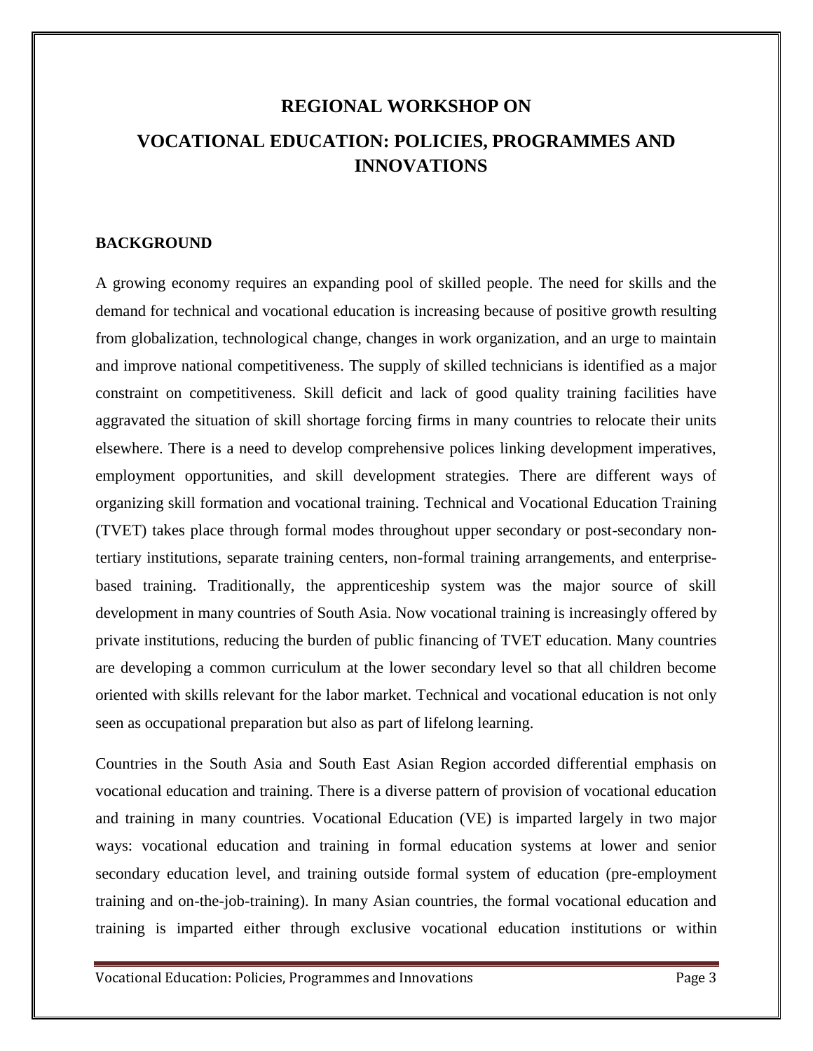# REGIONAL WORKSHOP ON

# VOCATIONAL EDUCATION: POLICIES, PROGRAMMES AND INNOVATIONS

## BACKGROUND

A growing economy requires an expanding pool of skilled people. The need for skills and the demand for technical and vocational education is increasing because of positive growth resulting from globalization, technological change, changes in work organization, and an urge to maintain and improve national competitiveness. The supply of skilled technicians is identified as a major constraint on competitiveness. Skill deficit and lack of good quality training facilities have aggravated the situation of skill shortage forcing firms in many countries to relocate their units elsewhere. There is a need to develop comprehensive polices linking development imperatives, employment opportunities, and skill development strategies. There are different ways of organizing skill formation and vocational training. Technical and Vocational Education Training (TVET) takes place through formal modes throughout upper secondary or post-secondary non-tertiary institutions, separate training centers, non-formal training arrangements, and enterprise-based training. Traditionally, the apprenticeship system was the major source of skill development in many countries of South Asia. Now vocational training is increasingly offered by private institutions, reducing the burden of public financing of TVET education. Many countries are developing a common curriculum at the lower secondary level so that all children become oriented with skills relevant for the labor market. Technical and vocational education is not only seen as occupational preparation but also as part of lifelong learning.

Countries in the South Asia and South East Asian Region accorded differential emphasis on vocational education and training. There is a diverse pattern of provision of vocational education and training in many countries. Vocational Education (VE) is imparted largely in two major ways: vocational education and training in formal education systems at lower and senior secondary education level, and training outside formal system of education (pre-employment training and on-the-job-training). In many Asian countries, the formal vocational education and training is imparted either through exclusive vocational education institutions or within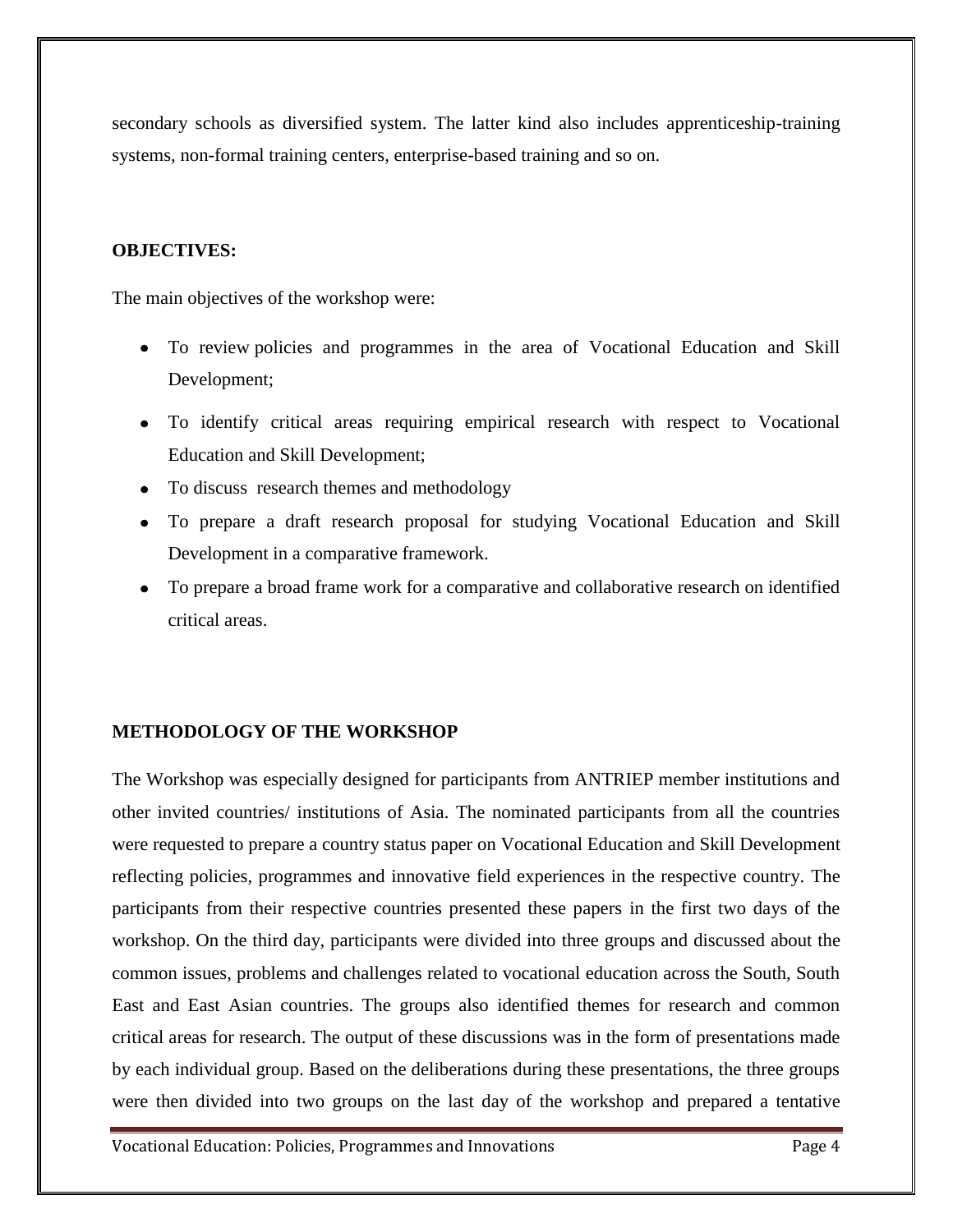secondary schools as diversified system. The latter kind also includes apprenticeship-training systems, non-formal training centers, enterprise-based training and so on.

**OBJECTIVES:**

The main objectives of the workshop were:

- To review policies and programmes in the area of Vocational Education and Skill Development;
- To identify critical areas requiring empirical research with respect to Vocational Education and Skill Development;
- To discuss research themes and methodology
- To prepare a draft research proposal for studying Vocational Education and Skill Development in a comparative framework.
- To prepare a broad frame work for a comparative and collaborative research on identified critical areas.

**METHODOLOGY OF THE WORKSHOP**

The Workshop was especially designed for participants from ANTRIEP member institutions and other invited countries/ institutions of Asia. The nominated participants from all the countries were requested to prepare a country status paper on Vocational Education and Skill Development reflecting policies, programmes and innovative field experiences in the respective country. The participants from their respective countries presented these papers in the first two days of the workshop. On the third day, participants were divided into three groups and discussed about the common issues, problems and challenges related to vocational education across the South, South East and East Asian countries. The groups also identified themes for research and common critical areas for research. The output of these discussions was in the form of presentations made by each individual group. Based on the deliberations during these presentations, the three groups were then divided into two groups on the last day of the workshop and prepared a tentative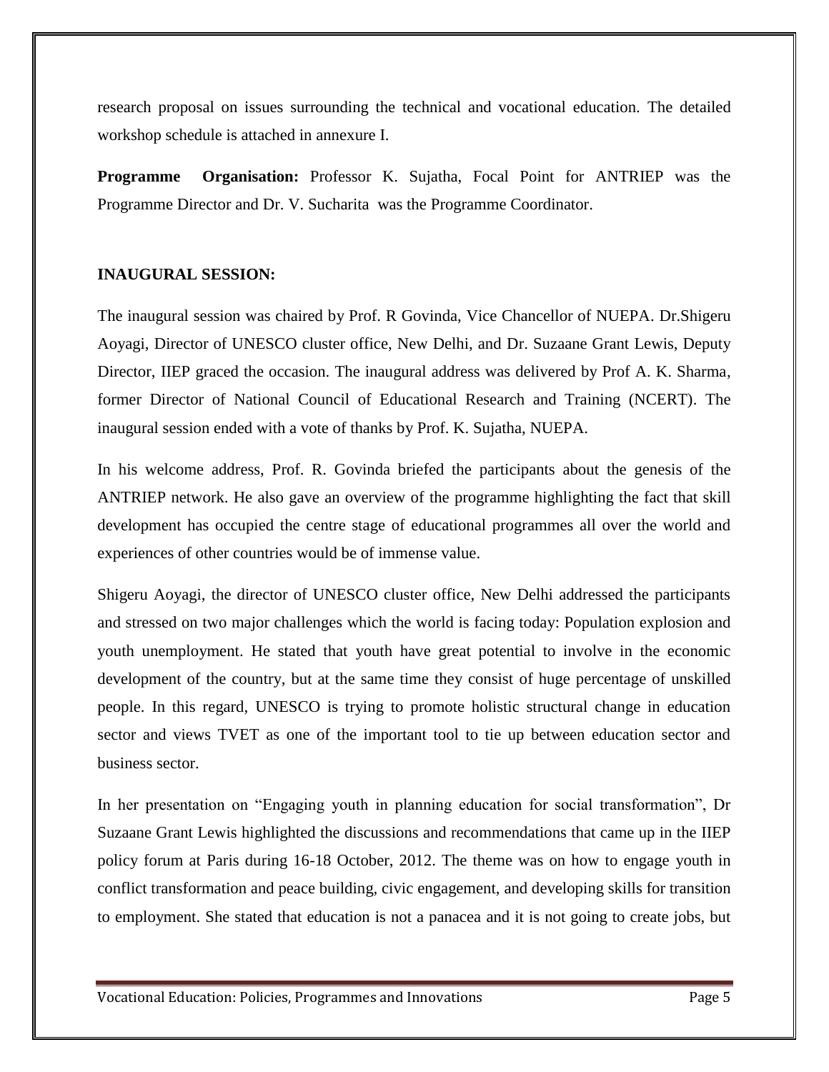research proposal on issues surrounding the technical and vocational education. The detailed workshop schedule is attached in annexure I.

**Programme Organisation:** Professor K. Sujatha, Focal Point for ANTRIEP was the Programme Director and Dr. V. Sucharita was the Programme Coordinator.

## INAUGURAL SESSION:

The inaugural session was chaired by Prof. R Govinda, Vice Chancellor of NUEPA. Dr.Shigeru Aoyagi, Director of UNESCO cluster office, New Delhi, and Dr. Suzaane Grant Lewis, Deputy Director, IIEP graced the occasion. The inaugural address was delivered by Prof A. K. Sharma, former Director of National Council of Educational Research and Training (NCERT). The inaugural session ended with a vote of thanks by Prof. K. Sujatha, NUEPA.

In his welcome address, Prof. R. Govinda briefed the participants about the genesis of the ANTRIEP network. He also gave an overview of the programme highlighting the fact that skill development has occupied the centre stage of educational programmes all over the world and experiences of other countries would be of immense value.

Shigeru Aoyagi, the director of UNESCO cluster office, New Delhi addressed the participants and stressed on two major challenges which the world is facing today: Population explosion and youth unemployment. He stated that youth have great potential to involve in the economic development of the country, but at the same time they consist of huge percentage of unskilled people. In this regard, UNESCO is trying to promote holistic structural change in education sector and views TVET as one of the important tool to tie up between education sector and business sector.

In her presentation on "Engaging youth in planning education for social transformation", Dr Suzaane Grant Lewis highlighted the discussions and recommendations that came up in the IIEP policy forum at Paris during 16-18 October, 2012. The theme was on how to engage youth in conflict transformation and peace building, civic engagement, and developing skills for transition to employment. She stated that education is not a panacea and it is not going to create jobs, but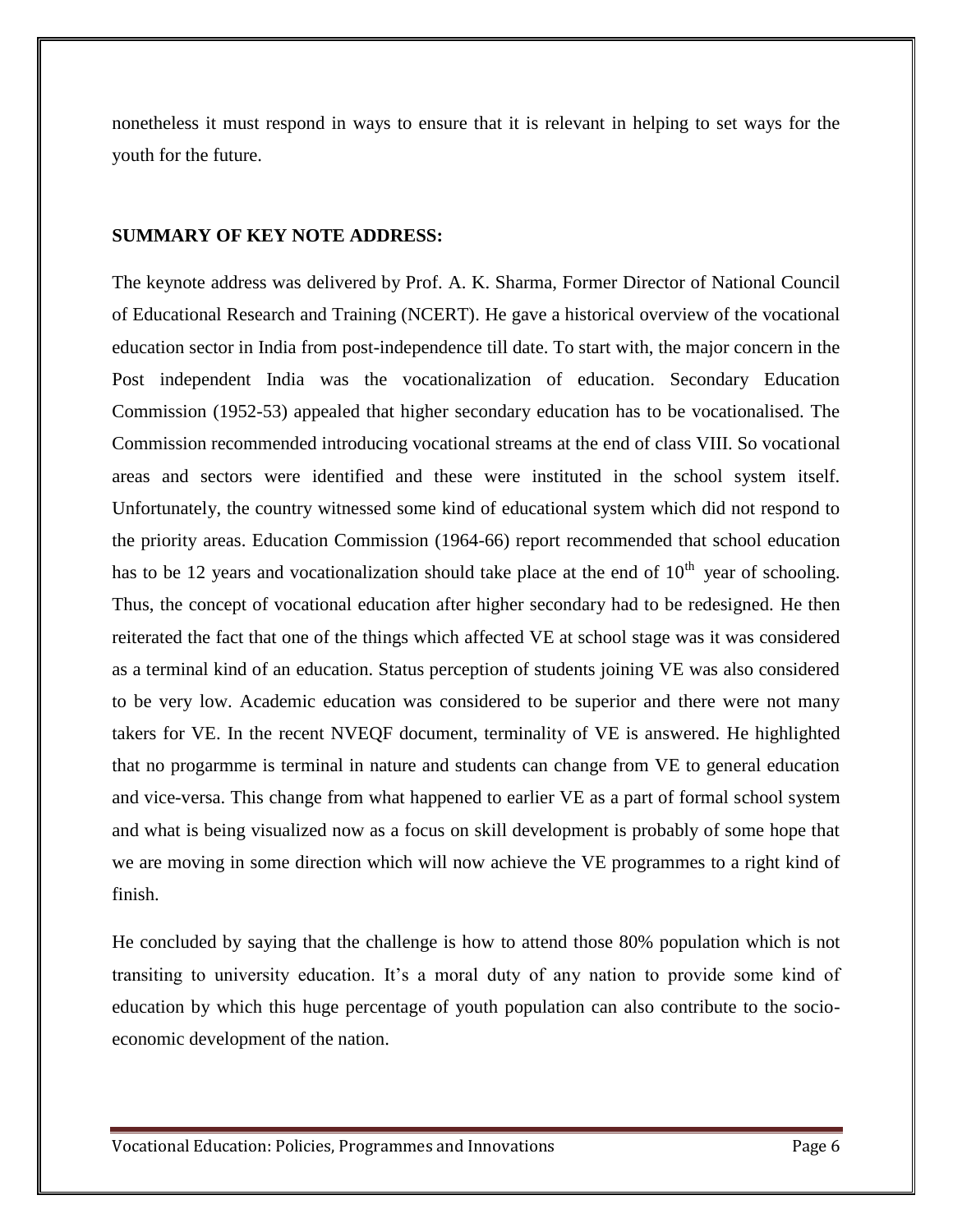nonetheless it must respond in ways to ensure that it is relevant in helping to set ways for the youth for the future.

**SUMMARY OF KEY NOTE ADDRESS:**

The keynote address was delivered by Prof. A. K. Sharma, Former Director of National Council of Educational Research and Training (NCERT). He gave a historical overview of the vocational education sector in India from post-independence till date. To start with, the major concern in the Post independent India was the vocationalization of education. Secondary Education Commission (1952-53) appealed that higher secondary education has to be vocationalised. The Commission recommended introducing vocational streams at the end of class VIII. So vocational areas and sectors were identified and these were instituted in the school system itself. Unfortunately, the country witnessed some kind of educational system which did not respond to the priority areas. Education Commission (1964-66) report recommended that school education has to be 12 years and vocationalization should take place at the end of 10th year of schooling. Thus, the concept of vocational education after higher secondary had to be redesigned. He then reiterated the fact that one of the things which affected VE at school stage was it was considered as a terminal kind of an education. Status perception of students joining VE was also considered to be very low. Academic education was considered to be superior and there were not many takers for VE. In the recent NVEQF document, terminality of VE is answered. He highlighted that no progarmme is terminal in nature and students can change from VE to general education and vice-versa. This change from what happened to earlier VE as a part of formal school system and what is being visualized now as a focus on skill development is probably of some hope that we are moving in some direction which will now achieve the VE programmes to a right kind of finish.

He concluded by saying that the challenge is how to attend those 80% population which is not transiting to university education. It's a moral duty of any nation to provide some kind of education by which this huge percentage of youth population can also contribute to the socio-economic development of the nation.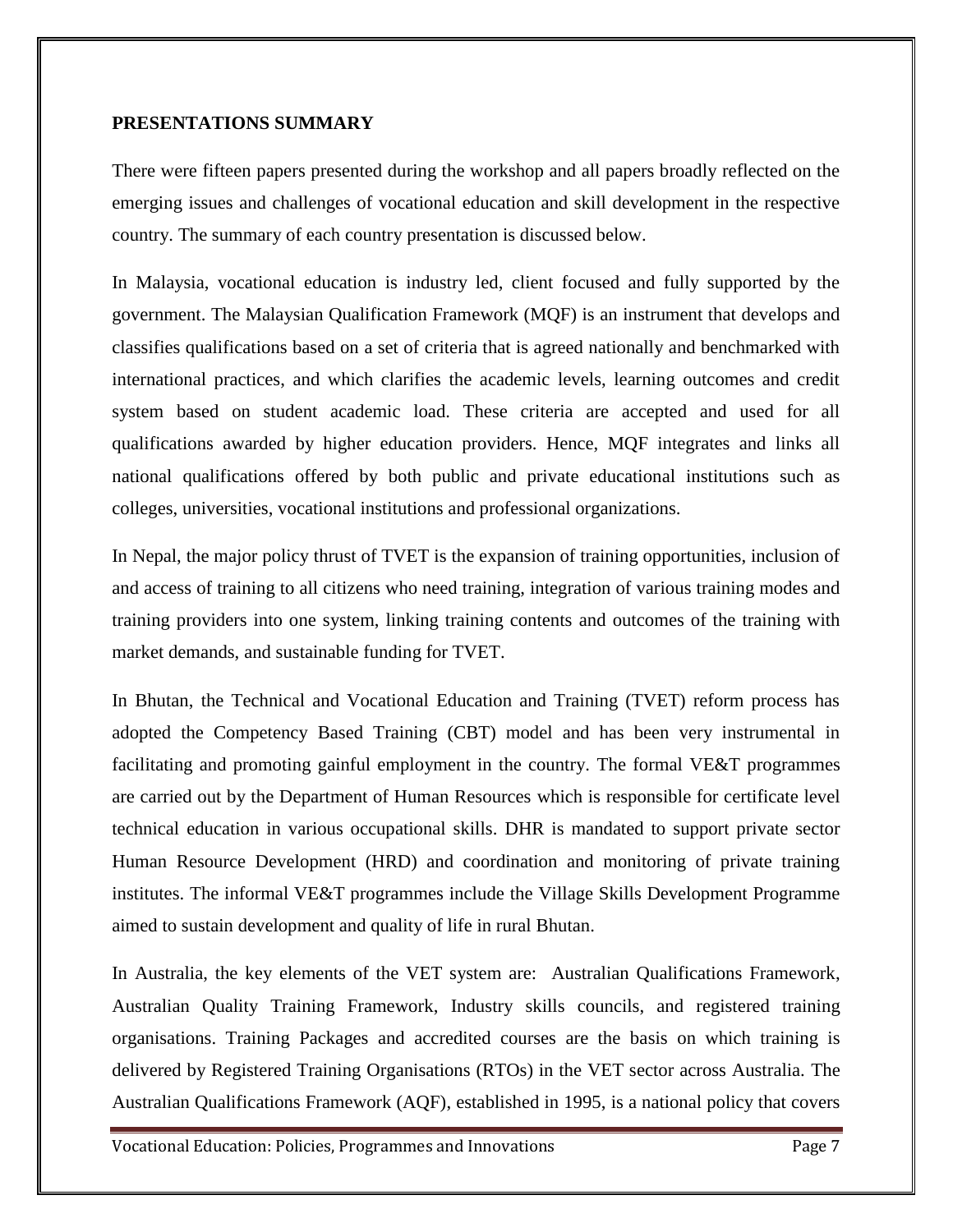## PRESENTATIONS SUMMARY

There were fifteen papers presented during the workshop and all papers broadly reflected on the emerging issues and challenges of vocational education and skill development in the respective country. The summary of each country presentation is discussed below.

In Malaysia, vocational education is industry led, client focused and fully supported by the government. The Malaysian Qualification Framework (MQF) is an instrument that develops and classifies qualifications based on a set of criteria that is agreed nationally and benchmarked with international practices, and which clarifies the academic levels, learning outcomes and credit system based on student academic load. These criteria are accepted and used for all qualifications awarded by higher education providers. Hence, MQF integrates and links all national qualifications offered by both public and private educational institutions such as colleges, universities, vocational institutions and professional organizations.

In Nepal, the major policy thrust of TVET is the expansion of training opportunities, inclusion of and access of training to all citizens who need training, integration of various training modes and training providers into one system, linking training contents and outcomes of the training with market demands, and sustainable funding for TVET.

In Bhutan, the Technical and Vocational Education and Training (TVET) reform process has adopted the Competency Based Training (CBT) model and has been very instrumental in facilitating and promoting gainful employment in the country. The formal VE&T programmes are carried out by the Department of Human Resources which is responsible for certificate level technical education in various occupational skills. DHR is mandated to support private sector Human Resource Development (HRD) and coordination and monitoring of private training institutes. The informal VE&T programmes include the Village Skills Development Programme aimed to sustain development and quality of life in rural Bhutan.

In Australia, the key elements of the VET system are: Australian Qualifications Framework, Australian Quality Training Framework, Industry skills councils, and registered training organisations. Training Packages and accredited courses are the basis on which training is delivered by Registered Training Organisations (RTOs) in the VET sector across Australia. The Australian Qualifications Framework (AQF), established in 1995, is a national policy that covers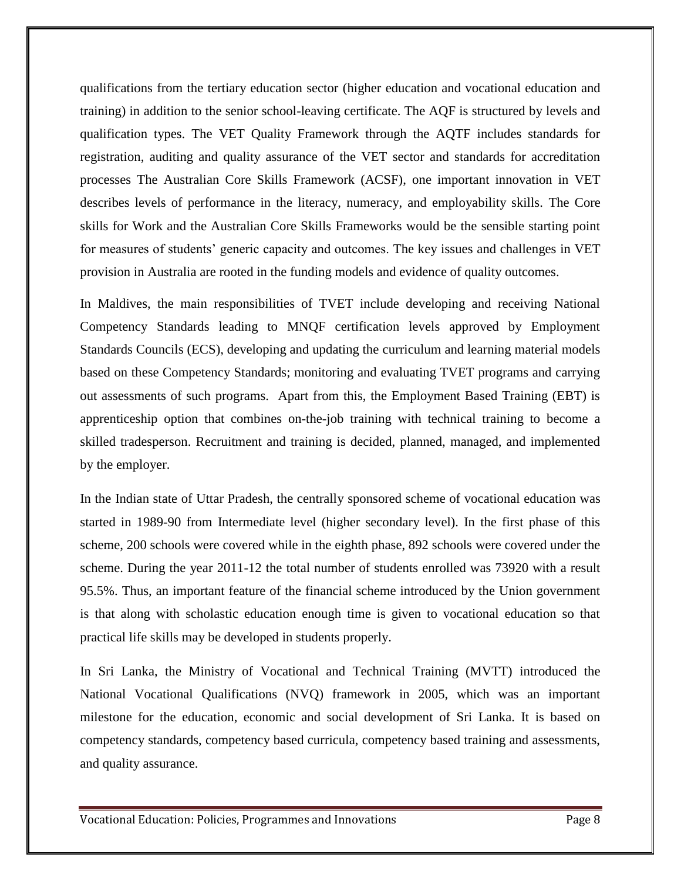qualifications from the tertiary education sector (higher education and vocational education and training) in addition to the senior school-leaving certificate. The AQF is structured by levels and qualification types. The VET Quality Framework through the AQTF includes standards for registration, auditing and quality assurance of the VET sector and standards for accreditation processes The Australian Core Skills Framework (ACSF), one important innovation in VET describes levels of performance in the literacy, numeracy, and employability skills. The Core skills for Work and the Australian Core Skills Frameworks would be the sensible starting point for measures of students' generic capacity and outcomes. The key issues and challenges in VET provision in Australia are rooted in the funding models and evidence of quality outcomes.

In Maldives, the main responsibilities of TVET include developing and receiving National Competency Standards leading to MNQF certification levels approved by Employment Standards Councils (ECS), developing and updating the curriculum and learning material models based on these Competency Standards; monitoring and evaluating TVET programs and carrying out assessments of such programs. Apart from this, the Employment Based Training (EBT) is apprenticeship option that combines on-the-job training with technical training to become a skilled tradesperson. Recruitment and training is decided, planned, managed, and implemented by the employer.

In the Indian state of Uttar Pradesh, the centrally sponsored scheme of vocational education was started in 1989-90 from Intermediate level (higher secondary level). In the first phase of this scheme, 200 schools were covered while in the eighth phase, 892 schools were covered under the scheme. During the year 2011-12 the total number of students enrolled was 73920 with a result 95.5%. Thus, an important feature of the financial scheme introduced by the Union government is that along with scholastic education enough time is given to vocational education so that practical life skills may be developed in students properly.

In Sri Lanka, the Ministry of Vocational and Technical Training (MVTT) introduced the National Vocational Qualifications (NVQ) framework in 2005, which was an important milestone for the education, economic and social development of Sri Lanka. It is based on competency standards, competency based curricula, competency based training and assessments, and quality assurance.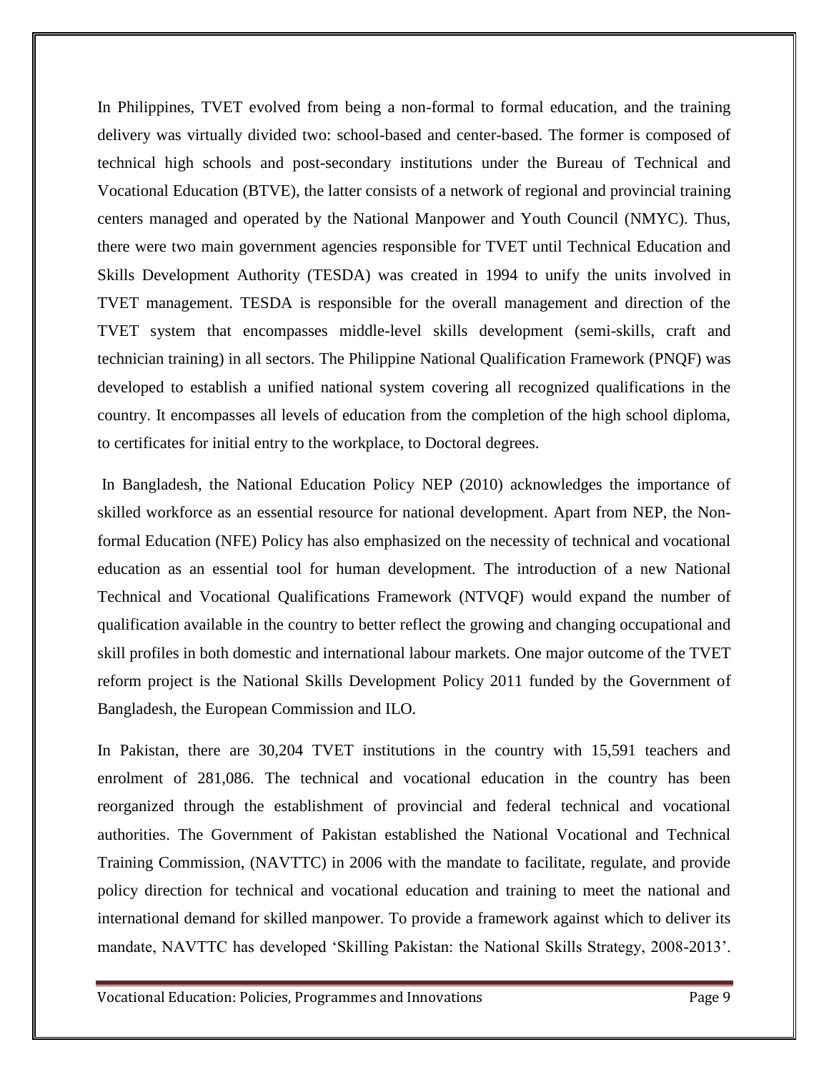In Philippines, TVET evolved from being a non-formal to formal education, and the training delivery was virtually divided two: school-based and center-based. The former is composed of technical high schools and post-secondary institutions under the Bureau of Technical and Vocational Education (BTVE), the latter consists of a network of regional and provincial training centers managed and operated by the National Manpower and Youth Council (NMYC). Thus, there were two main government agencies responsible for TVET until Technical Education and Skills Development Authority (TESDA) was created in 1994 to unify the units involved in TVET management. TESDA is responsible for the overall management and direction of the TVET system that encompasses middle-level skills development (semi-skills, craft and technician training) in all sectors. The Philippine National Qualification Framework (PNQF) was developed to establish a unified national system covering all recognized qualifications in the country. It encompasses all levels of education from the completion of the high school diploma, to certificates for initial entry to the workplace, to Doctoral degrees.

In Bangladesh, the National Education Policy NEP (2010) acknowledges the importance of skilled workforce as an essential resource for national development. Apart from NEP, the Non-formal Education (NFE) Policy has also emphasized on the necessity of technical and vocational education as an essential tool for human development. The introduction of a new National Technical and Vocational Qualifications Framework (NTVQF) would expand the number of qualification available in the country to better reflect the growing and changing occupational and skill profiles in both domestic and international labour markets. One major outcome of the TVET reform project is the National Skills Development Policy 2011 funded by the Government of Bangladesh, the European Commission and ILO.

In Pakistan, there are 30,204 TVET institutions in the country with 15,591 teachers and enrolment of 281,086. The technical and vocational education in the country has been reorganized through the establishment of provincial and federal technical and vocational authorities. The Government of Pakistan established the National Vocational and Technical Training Commission, (NAVTTC) in 2006 with the mandate to facilitate, regulate, and provide policy direction for technical and vocational education and training to meet the national and international demand for skilled manpower. To provide a framework against which to deliver its mandate, NAVTTC has developed 'Skilling Pakistan: the National Skills Strategy, 2008-2013'.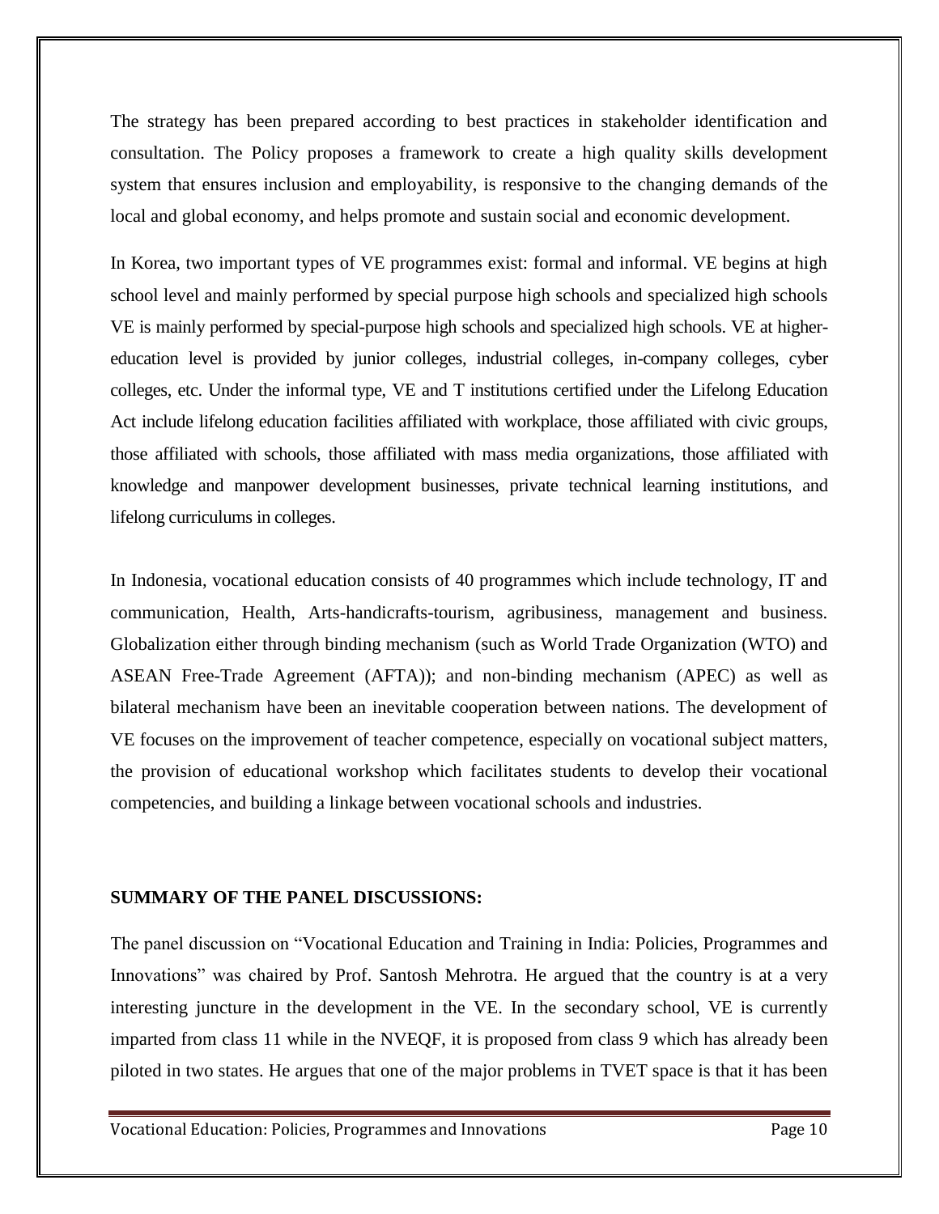The strategy has been prepared according to best practices in stakeholder identification and consultation. The Policy proposes a framework to create a high quality skills development system that ensures inclusion and employability, is responsive to the changing demands of the local and global economy, and helps promote and sustain social and economic development.

In Korea, two important types of VE programmes exist: formal and informal. VE begins at high school level and mainly performed by special purpose high schools and specialized high schools VE is mainly performed by special-purpose high schools and specialized high schools. VE at higher-education level is provided by junior colleges, industrial colleges, in-company colleges, cyber colleges, etc. Under the informal type, VE and T institutions certified under the Lifelong Education Act include lifelong education facilities affiliated with workplace, those affiliated with civic groups, those affiliated with schools, those affiliated with mass media organizations, those affiliated with knowledge and manpower development businesses, private technical learning institutions, and lifelong curriculums in colleges.

In Indonesia, vocational education consists of 40 programmes which include technology, IT and communication, Health, Arts-handicrafts-tourism, agribusiness, management and business. Globalization either through binding mechanism (such as World Trade Organization (WTO) and ASEAN Free-Trade Agreement (AFTA)); and non-binding mechanism (APEC) as well as bilateral mechanism have been an inevitable cooperation between nations. The development of VE focuses on the improvement of teacher competence, especially on vocational subject matters, the provision of educational workshop which facilitates students to develop their vocational competencies, and building a linkage between vocational schools and industries.

**SUMMARY OF THE PANEL DISCUSSIONS:**

The panel discussion on "Vocational Education and Training in India: Policies, Programmes and Innovations" was chaired by Prof. Santosh Mehrotra. He argued that the country is at a very interesting juncture in the development in the VE. In the secondary school, VE is currently imparted from class 11 while in the NVEQF, it is proposed from class 9 which has already been piloted in two states. He argues that one of the major problems in TVET space is that it has been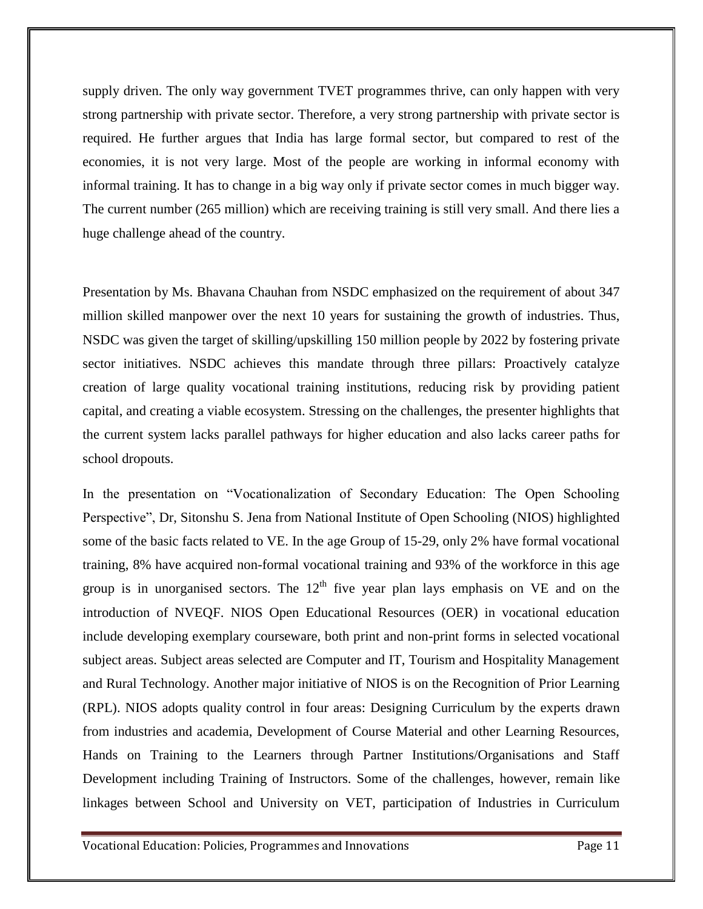supply driven. The only way government TVET programmes thrive, can only happen with very strong partnership with private sector. Therefore, a very strong partnership with private sector is required. He further argues that India has large formal sector, but compared to rest of the economies, it is not very large. Most of the people are working in informal economy with informal training. It has to change in a big way only if private sector comes in much bigger way. The current number (265 million) which are receiving training is still very small. And there lies a huge challenge ahead of the country.

Presentation by Ms. Bhavana Chauhan from NSDC emphasized on the requirement of about 347 million skilled manpower over the next 10 years for sustaining the growth of industries. Thus, NSDC was given the target of skilling/upskilling 150 million people by 2022 by fostering private sector initiatives. NSDC achieves this mandate through three pillars: Proactively catalyze creation of large quality vocational training institutions, reducing risk by providing patient capital, and creating a viable ecosystem. Stressing on the challenges, the presenter highlights that the current system lacks parallel pathways for higher education and also lacks career paths for school dropouts.

In the presentation on "Vocationalization of Secondary Education: The Open Schooling Perspective", Dr, Sitonshu S. Jena from National Institute of Open Schooling (NIOS) highlighted some of the basic facts related to VE. In the age Group of 15-29, only 2% have formal vocational training, 8% have acquired non-formal vocational training and 93% of the workforce in this age group is in unorganised sectors. The 12th five year plan lays emphasis on VE and on the introduction of NVEQF. NIOS Open Educational Resources (OER) in vocational education include developing exemplary courseware, both print and non-print forms in selected vocational subject areas. Subject areas selected are Computer and IT, Tourism and Hospitality Management and Rural Technology. Another major initiative of NIOS is on the Recognition of Prior Learning (RPL). NIOS adopts quality control in four areas: Designing Curriculum by the experts drawn from industries and academia, Development of Course Material and other Learning Resources, Hands on Training to the Learners through Partner Institutions/Organisations and Staff Development including Training of Instructors. Some of the challenges, however, remain like linkages between School and University on VET, participation of Industries in Curriculum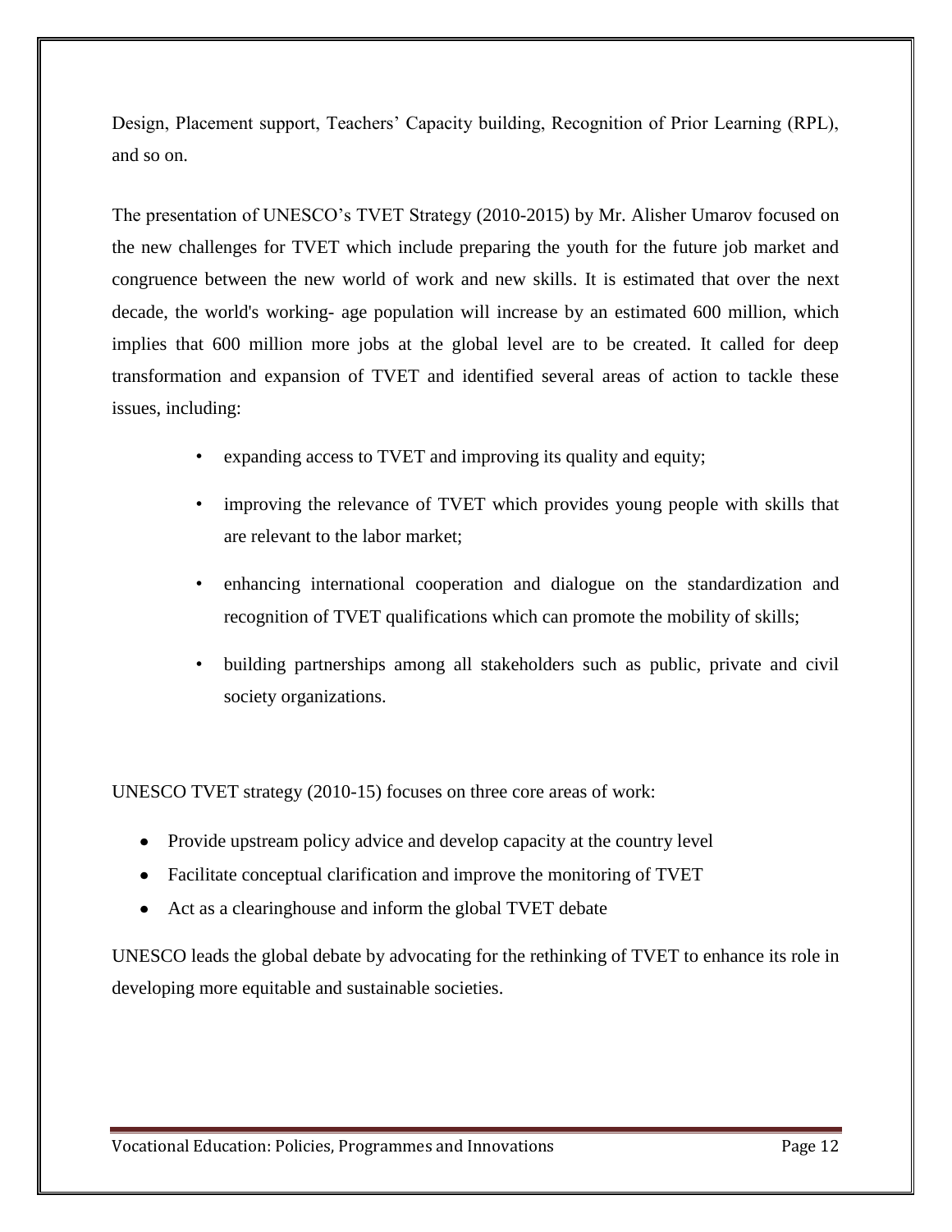Design, Placement support, Teachers' Capacity building, Recognition of Prior Learning (RPL), and so on.

The presentation of UNESCO's TVET Strategy (2010-2015) by Mr. Alisher Umarov focused on the new challenges for TVET which include preparing the youth for the future job market and congruence between the new world of work and new skills. It is estimated that over the next decade, the world's working- age population will increase by an estimated 600 million, which implies that 600 million more jobs at the global level are to be created. It called for deep transformation and expansion of TVET and identified several areas of action to tackle these issues, including:

- expanding access to TVET and improving its quality and equity;
- improving the relevance of TVET which provides young people with skills that are relevant to the labor market;
- enhancing international cooperation and dialogue on the standardization and recognition of TVET qualifications which can promote the mobility of skills;
- building partnerships among all stakeholders such as public, private and civil society organizations.

UNESCO TVET strategy (2010-15) focuses on three core areas of work:

- Provide upstream policy advice and develop capacity at the country level
- Facilitate conceptual clarification and improve the monitoring of TVET
- Act as a clearinghouse and inform the global TVET debate

UNESCO leads the global debate by advocating for the rethinking of TVET to enhance its role in developing more equitable and sustainable societies.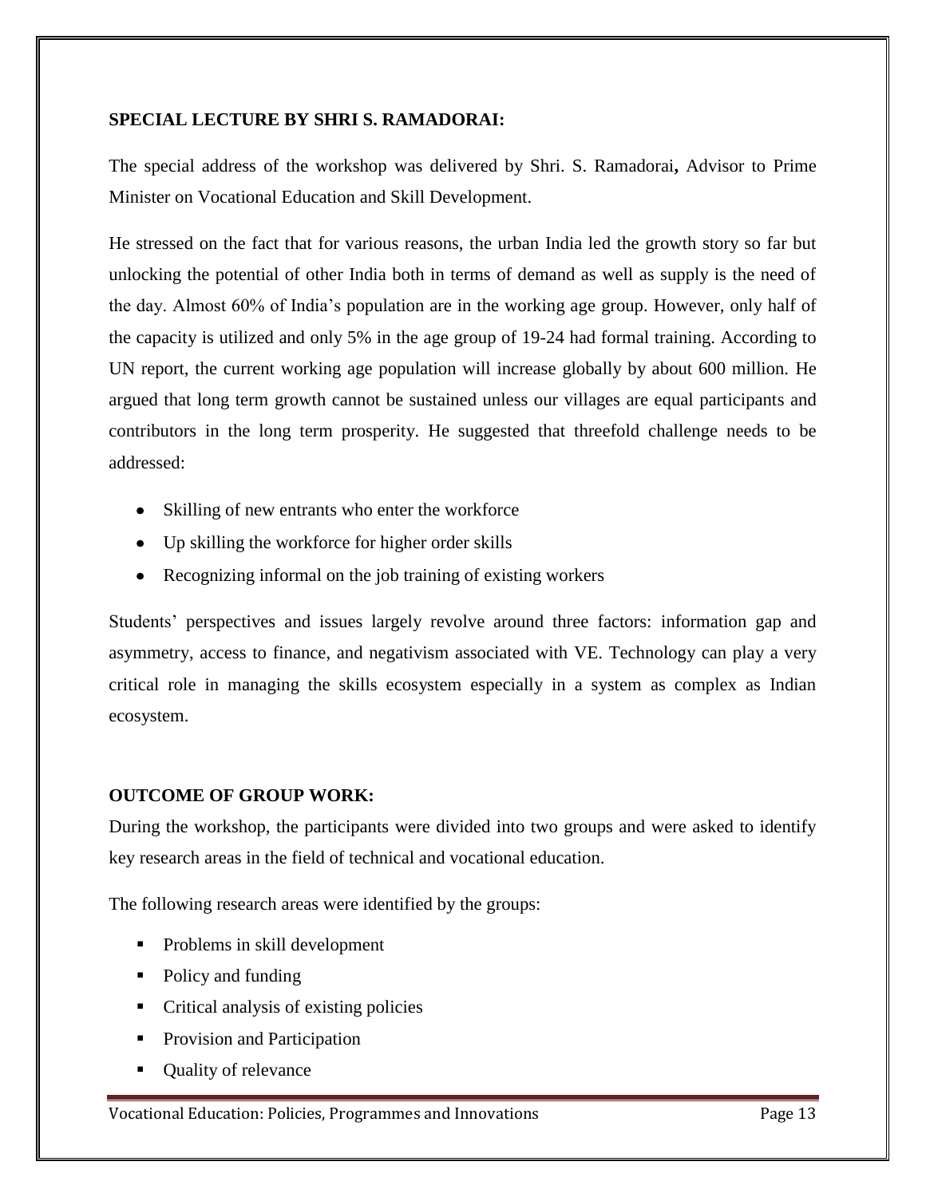### SPECIAL LECTURE BY SHRI S. RAMADORAI:

The special address of the workshop was delivered by Shri. S. Ramadorai**,** Advisor to Prime Minister on Vocational Education and Skill Development.

He stressed on the fact that for various reasons, the urban India led the growth story so far but unlocking the potential of other India both in terms of demand as well as supply is the need of the day. Almost 60% of India's population are in the working age group. However, only half of the capacity is utilized and only 5% in the age group of 19-24 had formal training. According to UN report, the current working age population will increase globally by about 600 million. He argued that long term growth cannot be sustained unless our villages are equal participants and contributors in the long term prosperity. He suggested that threefold challenge needs to be addressed:

- Skilling of new entrants who enter the workforce
- Up skilling the workforce for higher order skills
- Recognizing informal on the job training of existing workers

Students' perspectives and issues largely revolve around three factors: information gap and asymmetry, access to finance, and negativism associated with VE. Technology can play a very critical role in managing the skills ecosystem especially in a system as complex as Indian ecosystem.

### OUTCOME OF GROUP WORK:

During the workshop, the participants were divided into two groups and were asked to identify key research areas in the field of technical and vocational education.

The following research areas were identified by the groups:

- Problems in skill development
- Policy and funding
- Critical analysis of existing policies
- Provision and Participation
- Quality of relevance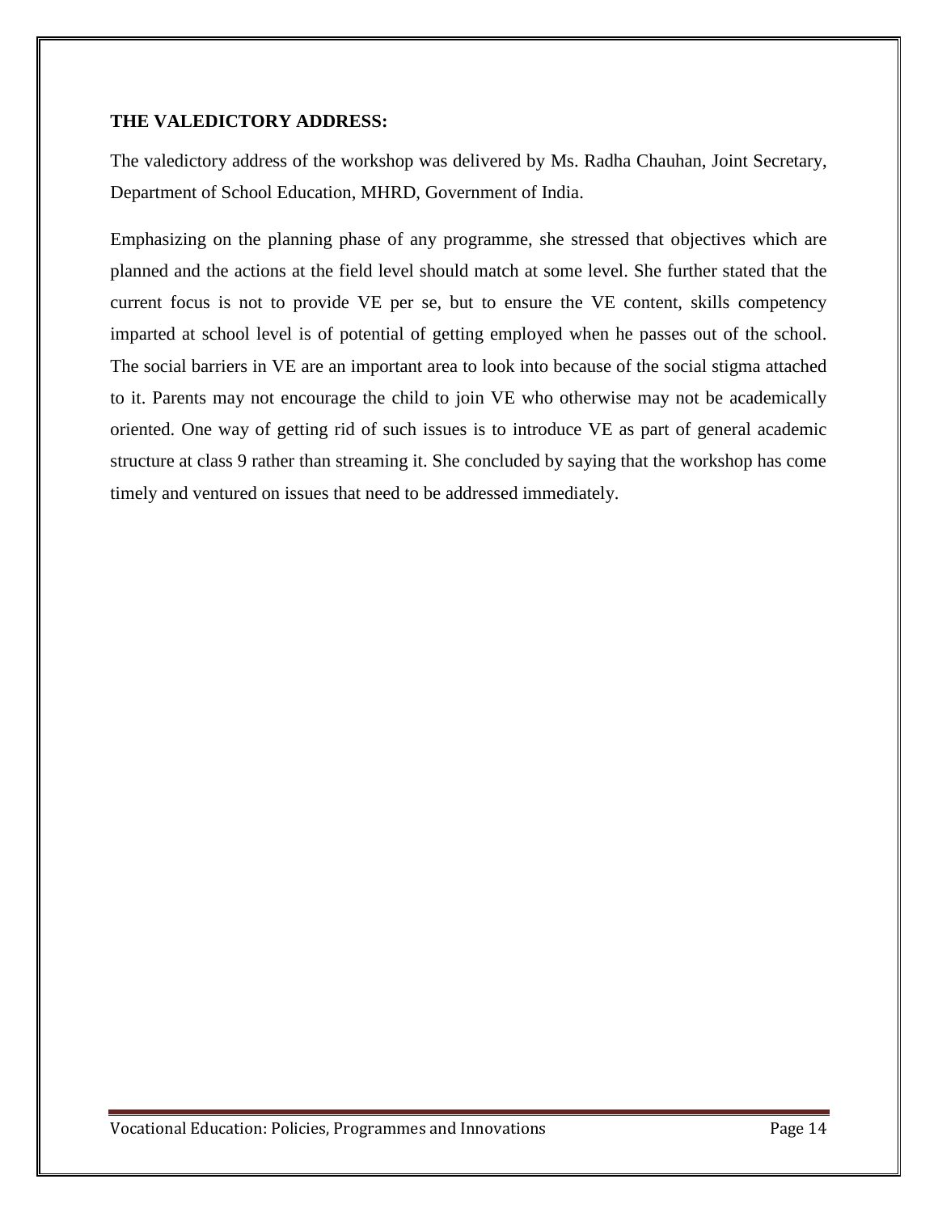**THE VALEDICTORY ADDRESS:**

The valedictory address of the workshop was delivered by Ms. Radha Chauhan, Joint Secretary, Department of School Education, MHRD, Government of India.

Emphasizing on the planning phase of any programme, she stressed that objectives which are planned and the actions at the field level should match at some level. She further stated that the current focus is not to provide VE per se, but to ensure the VE content, skills competency imparted at school level is of potential of getting employed when he passes out of the school. The social barriers in VE are an important area to look into because of the social stigma attached to it. Parents may not encourage the child to join VE who otherwise may not be academically oriented. One way of getting rid of such issues is to introduce VE as part of general academic structure at class 9 rather than streaming it. She concluded by saying that the workshop has come timely and ventured on issues that need to be addressed immediately.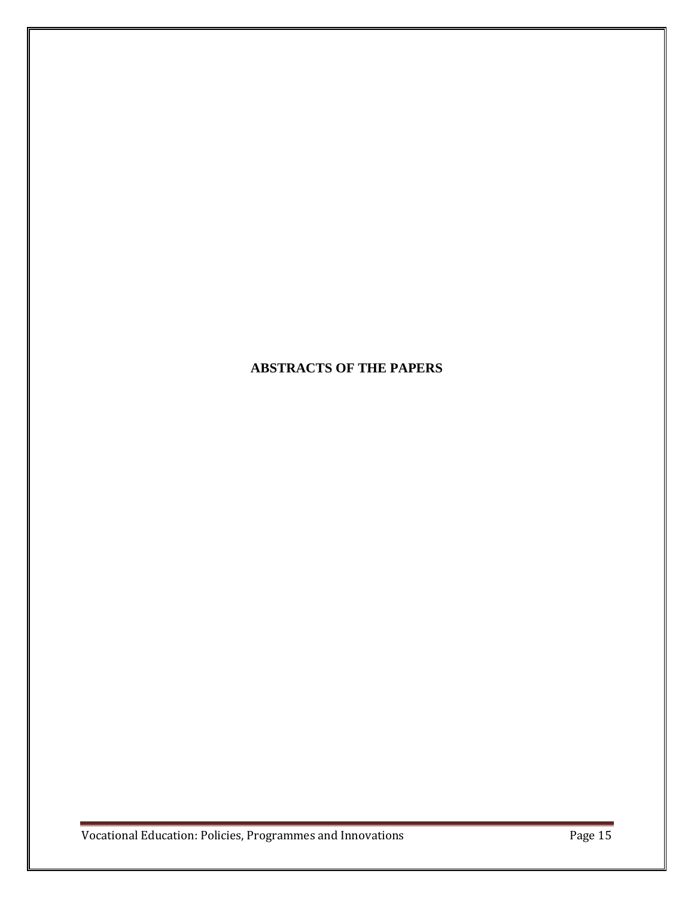# ABSTRACTS OF THE PAPERS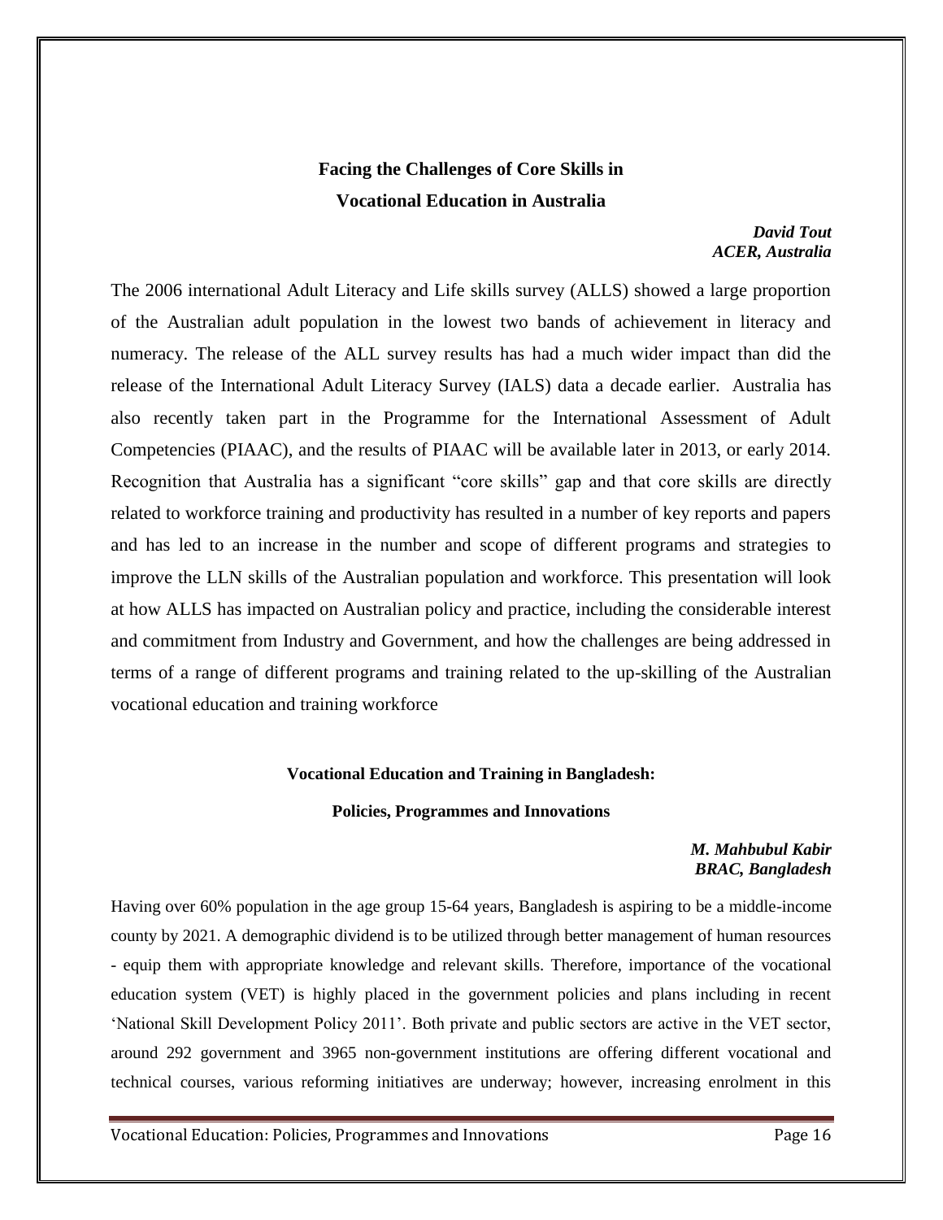## Facing the Challenges of Core Skills in Vocational Education in Australia

***David Tout***
***ACER, Australia***

The 2006 international Adult Literacy and Life skills survey (ALLS) showed a large proportion of the Australian adult population in the lowest two bands of achievement in literacy and numeracy. The release of the ALL survey results has had a much wider impact than did the release of the International Adult Literacy Survey (IALS) data a decade earlier. Australia has also recently taken part in the Programme for the International Assessment of Adult Competencies (PIAAC), and the results of PIAAC will be available later in 2013, or early 2014. Recognition that Australia has a significant "core skills" gap and that core skills are directly related to workforce training and productivity has resulted in a number of key reports and papers and has led to an increase in the number and scope of different programs and strategies to improve the LLN skills of the Australian population and workforce. This presentation will look at how ALLS has impacted on Australian policy and practice, including the considerable interest and commitment from Industry and Government, and how the challenges are being addressed in terms of a range of different programs and training related to the up-skilling of the Australian vocational education and training workforce

## Vocational Education and Training in Bangladesh: Policies, Programmes and Innovations

***M. Mahbubul Kabir***
***BRAC, Bangladesh***

Having over 60% population in the age group 15-64 years, Bangladesh is aspiring to be a middle-income county by 2021. A demographic dividend is to be utilized through better management of human resources - equip them with appropriate knowledge and relevant skills. Therefore, importance of the vocational education system (VET) is highly placed in the government policies and plans including in recent 'National Skill Development Policy 2011'. Both private and public sectors are active in the VET sector, around 292 government and 3965 non-government institutions are offering different vocational and technical courses, various reforming initiatives are underway; however, increasing enrolment in this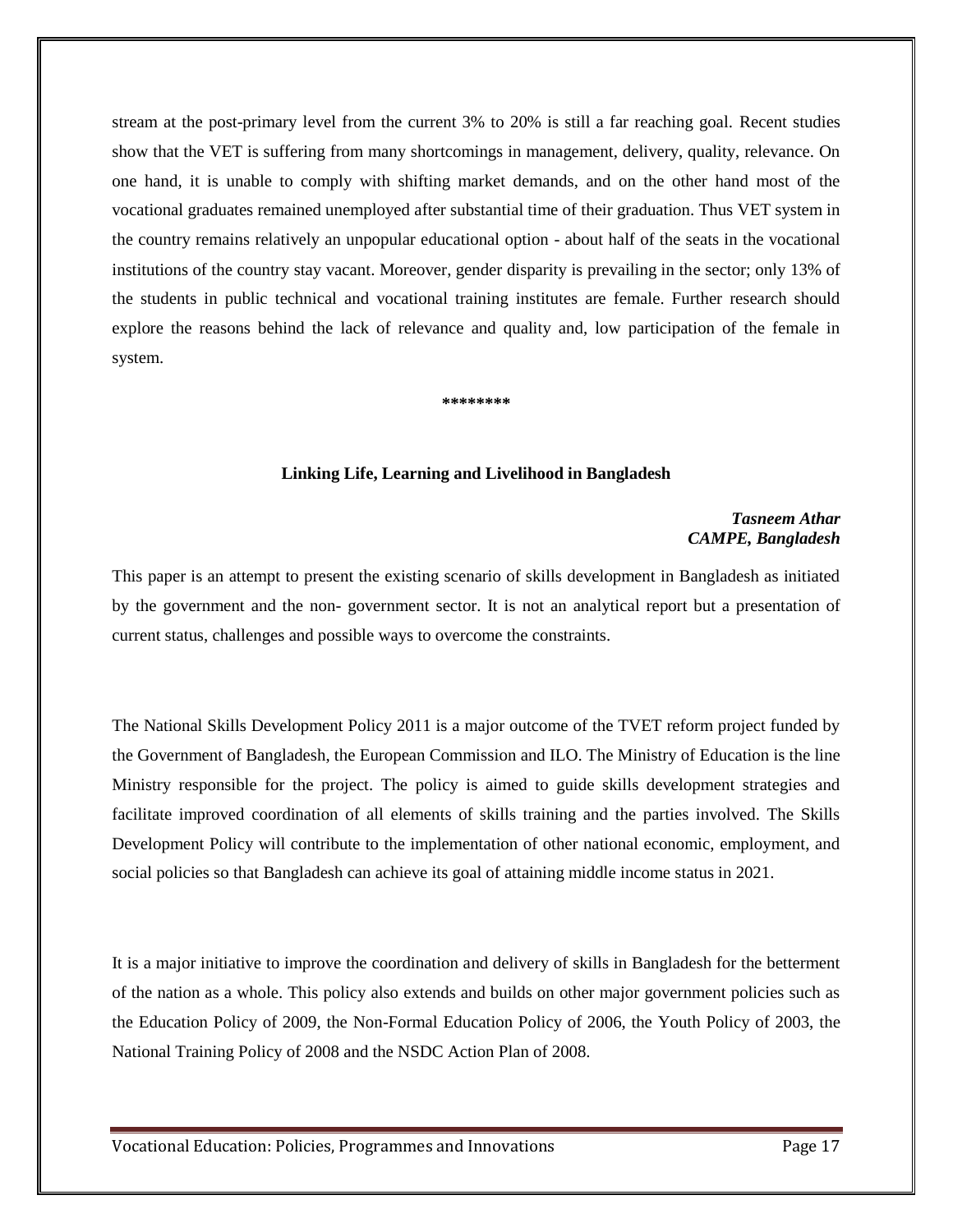stream at the post-primary level from the current 3% to 20% is still a far reaching goal. Recent studies show that the VET is suffering from many shortcomings in management, delivery, quality, relevance. On one hand, it is unable to comply with shifting market demands, and on the other hand most of the vocational graduates remained unemployed after substantial time of their graduation. Thus VET system in the country remains relatively an unpopular educational option - about half of the seats in the vocational institutions of the country stay vacant. Moreover, gender disparity is prevailing in the sector; only 13% of the students in public technical and vocational training institutes are female. Further research should explore the reasons behind the lack of relevance and quality and, low participation of the female in system.

********

### Linking Life, Learning and Livelihood in Bangladesh

***Tasneem Athar***
***CAMPE, Bangladesh***

This paper is an attempt to present the existing scenario of skills development in Bangladesh as initiated by the government and the non- government sector. It is not an analytical report but a presentation of current status, challenges and possible ways to overcome the constraints.

The National Skills Development Policy 2011 is a major outcome of the TVET reform project funded by the Government of Bangladesh, the European Commission and ILO. The Ministry of Education is the line Ministry responsible for the project. The policy is aimed to guide skills development strategies and facilitate improved coordination of all elements of skills training and the parties involved. The Skills Development Policy will contribute to the implementation of other national economic, employment, and social policies so that Bangladesh can achieve its goal of attaining middle income status in 2021.

It is a major initiative to improve the coordination and delivery of skills in Bangladesh for the betterment of the nation as a whole. This policy also extends and builds on other major government policies such as the Education Policy of 2009, the Non-Formal Education Policy of 2006, the Youth Policy of 2003, the National Training Policy of 2008 and the NSDC Action Plan of 2008.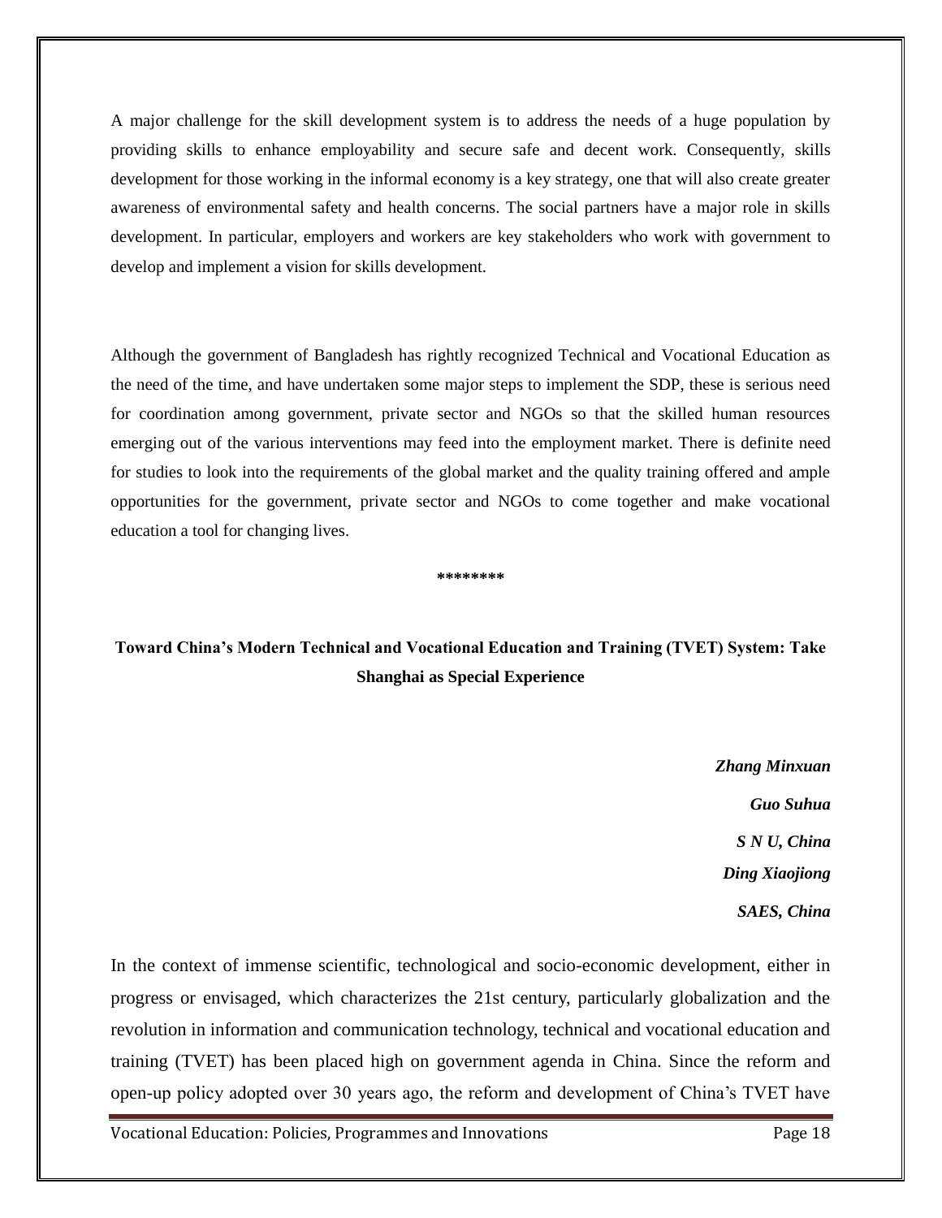A major challenge for the skill development system is to address the needs of a huge population by providing skills to enhance employability and secure safe and decent work. Consequently, skills development for those working in the informal economy is a key strategy, one that will also create greater awareness of environmental safety and health concerns. The social partners have a major role in skills development. In particular, employers and workers are key stakeholders who work with government to develop and implement a vision for skills development.

Although the government of Bangladesh has rightly recognized Technical and Vocational Education as the need of the time, and have undertaken some major steps to implement the SDP, these is serious need for coordination among government, private sector and NGOs so that the skilled human resources emerging out of the various interventions may feed into the employment market. There is definite need for studies to look into the requirements of the global market and the quality training offered and ample opportunities for the government, private sector and NGOs to come together and make vocational education a tool for changing lives.

********

## Toward China's Modern Technical and Vocational Education and Training (TVET) System: Take Shanghai as Special Experience

***Zhang Minxuan***

***Guo Suhua***

***S N U, China***

***Ding Xiaojiong***

***SAES, China***

In the context of immense scientific, technological and socio-economic development, either in progress or envisaged, which characterizes the 21st century, particularly globalization and the revolution in information and communication technology, technical and vocational education and training (TVET) has been placed high on government agenda in China. Since the reform and open-up policy adopted over 30 years ago, the reform and development of China's TVET have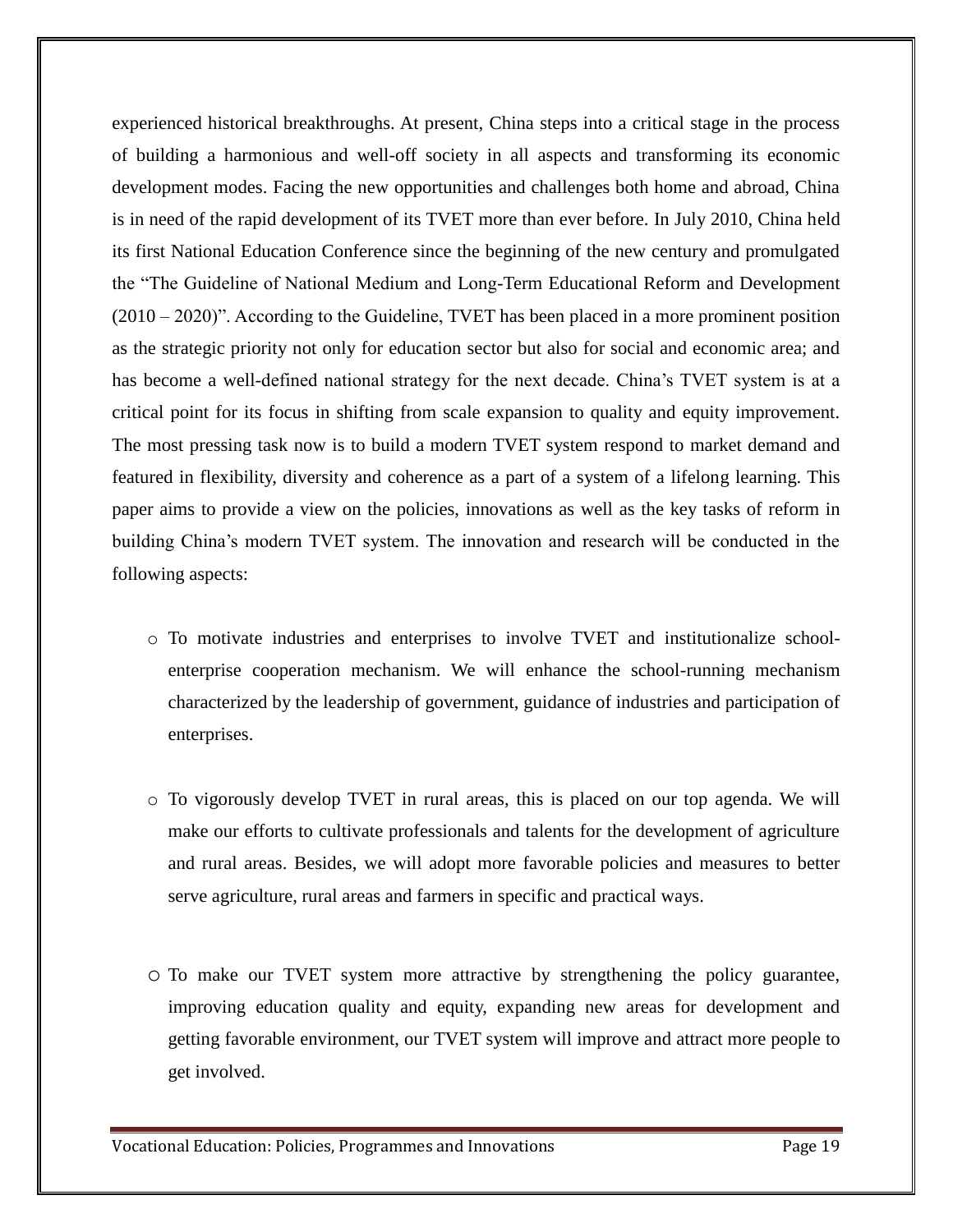experienced historical breakthroughs. At present, China steps into a critical stage in the process of building a harmonious and well-off society in all aspects and transforming its economic development modes. Facing the new opportunities and challenges both home and abroad, China is in need of the rapid development of its TVET more than ever before. In July 2010, China held its first National Education Conference since the beginning of the new century and promulgated the "The Guideline of National Medium and Long-Term Educational Reform and Development (2010 – 2020)". According to the Guideline, TVET has been placed in a more prominent position as the strategic priority not only for education sector but also for social and economic area; and has become a well-defined national strategy for the next decade. China's TVET system is at a critical point for its focus in shifting from scale expansion to quality and equity improvement. The most pressing task now is to build a modern TVET system respond to market demand and featured in flexibility, diversity and coherence as a part of a system of a lifelong learning. This paper aims to provide a view on the policies, innovations as well as the key tasks of reform in building China's modern TVET system. The innovation and research will be conducted in the following aspects:

- To motivate industries and enterprises to involve TVET and institutionalize school-enterprise cooperation mechanism. We will enhance the school-running mechanism characterized by the leadership of government, guidance of industries and participation of enterprises.

- To vigorously develop TVET in rural areas, this is placed on our top agenda. We will make our efforts to cultivate professionals and talents for the development of agriculture and rural areas. Besides, we will adopt more favorable policies and measures to better serve agriculture, rural areas and farmers in specific and practical ways.

- To make our TVET system more attractive by strengthening the policy guarantee, improving education quality and equity, expanding new areas for development and getting favorable environment, our TVET system will improve and attract more people to get involved.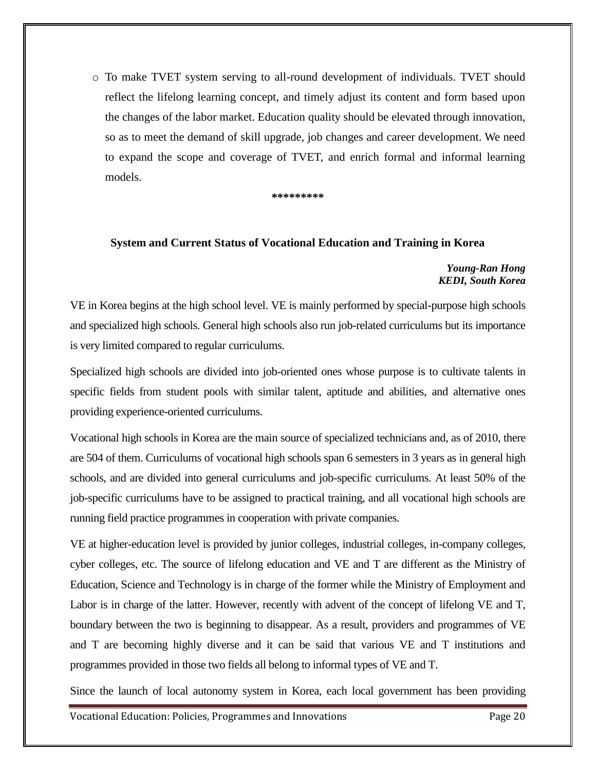- To make TVET system serving to all-round development of individuals. TVET should reflect the lifelong learning concept, and timely adjust its content and form based upon the changes of the labor market. Education quality should be elevated through innovation, so as to meet the demand of skill upgrade, job changes and career development. We need to expand the scope and coverage of TVET, and enrich formal and informal learning models.

**********

## System and Current Status of Vocational Education and Training in Korea

***Young-Ran Hong***
***KEDI, South Korea***

VE in Korea begins at the high school level. VE is mainly performed by special-purpose high schools and specialized high schools. General high schools also run job-related curriculums but its importance is very limited compared to regular curriculums.

Specialized high schools are divided into job-oriented ones whose purpose is to cultivate talents in specific fields from student pools with similar talent, aptitude and abilities, and alternative ones providing experience-oriented curriculums.

Vocational high schools in Korea are the main source of specialized technicians and, as of 2010, there are 504 of them. Curriculums of vocational high schools span 6 semesters in 3 years as in general high schools, and are divided into general curriculums and job-specific curriculums. At least 50% of the job-specific curriculums have to be assigned to practical training, and all vocational high schools are running field practice programmes in cooperation with private companies.

VE at higher-education level is provided by junior colleges, industrial colleges, in-company colleges, cyber colleges, etc. The source of lifelong education and VE and T are different as the Ministry of Education, Science and Technology is in charge of the former while the Ministry of Employment and Labor is in charge of the latter. However, recently with advent of the concept of lifelong VE and T, boundary between the two is beginning to disappear. As a result, providers and programmes of VE and T are becoming highly diverse and it can be said that various VE and T institutions and programmes provided in those two fields all belong to informal types of VE and T.

Since the launch of local autonomy system in Korea, each local government has been providing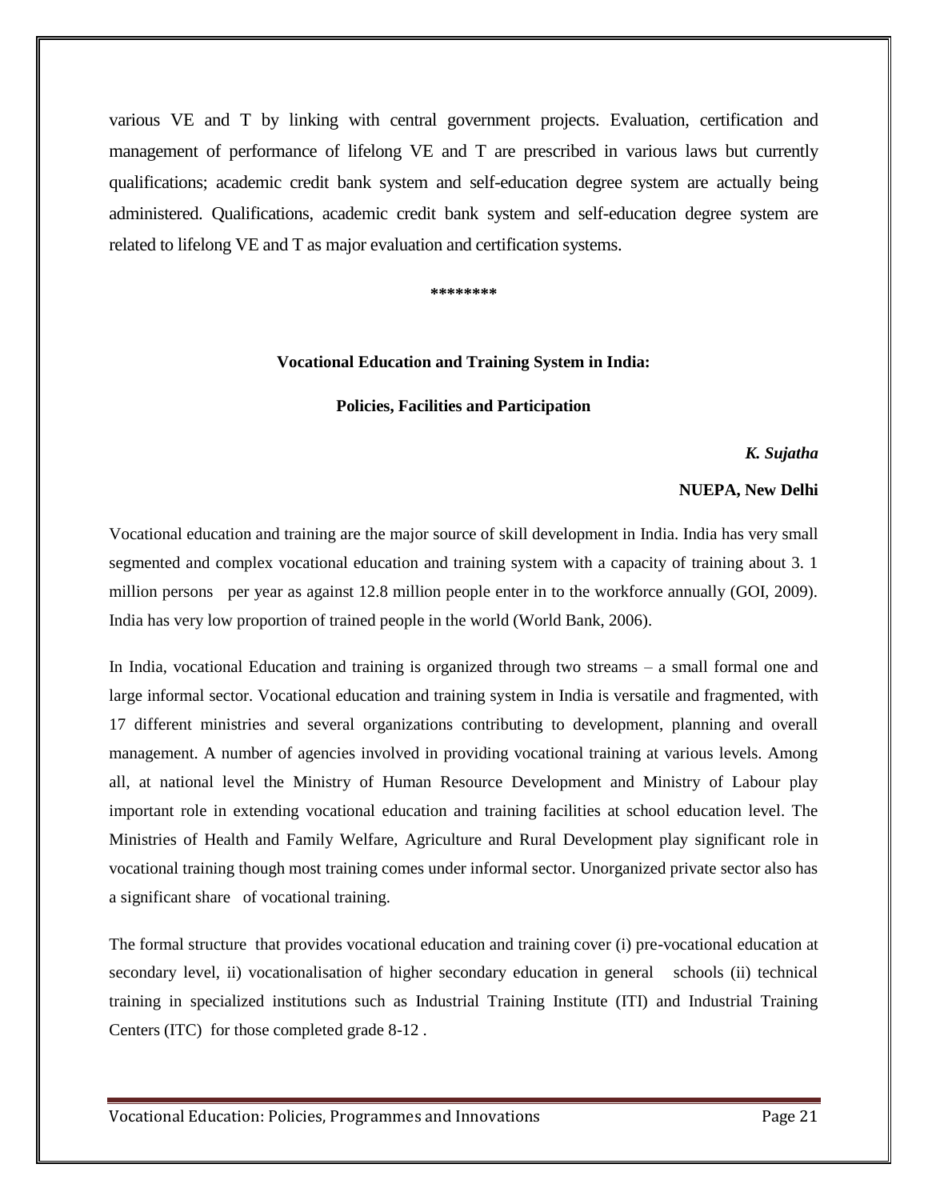various VE and T by linking with central government projects. Evaluation, certification and management of performance of lifelong VE and T are prescribed in various laws but currently qualifications; academic credit bank system and self-education degree system are actually being administered. Qualifications, academic credit bank system and self-education degree system are related to lifelong VE and T as major evaluation and certification systems.

********

## Vocational Education and Training System in India:

## Policies, Facilities and Participation

*K. Sujatha*

**NUEPA, New Delhi**

Vocational education and training are the major source of skill development in India. India has very small segmented and complex vocational education and training system with a capacity of training about 3. 1 million persons per year as against 12.8 million people enter in to the workforce annually (GOI, 2009). India has very low proportion of trained people in the world (World Bank, 2006).

In India, vocational Education and training is organized through two streams – a small formal one and large informal sector. Vocational education and training system in India is versatile and fragmented, with 17 different ministries and several organizations contributing to development, planning and overall management. A number of agencies involved in providing vocational training at various levels. Among all, at national level the Ministry of Human Resource Development and Ministry of Labour play important role in extending vocational education and training facilities at school education level. The Ministries of Health and Family Welfare, Agriculture and Rural Development play significant role in vocational training though most training comes under informal sector. Unorganized private sector also has a significant share of vocational training.

The formal structure that provides vocational education and training cover (i) pre-vocational education at secondary level, ii) vocationalisation of higher secondary education in general schools (ii) technical training in specialized institutions such as Industrial Training Institute (ITI) and Industrial Training Centers (ITC) for those completed grade 8-12 .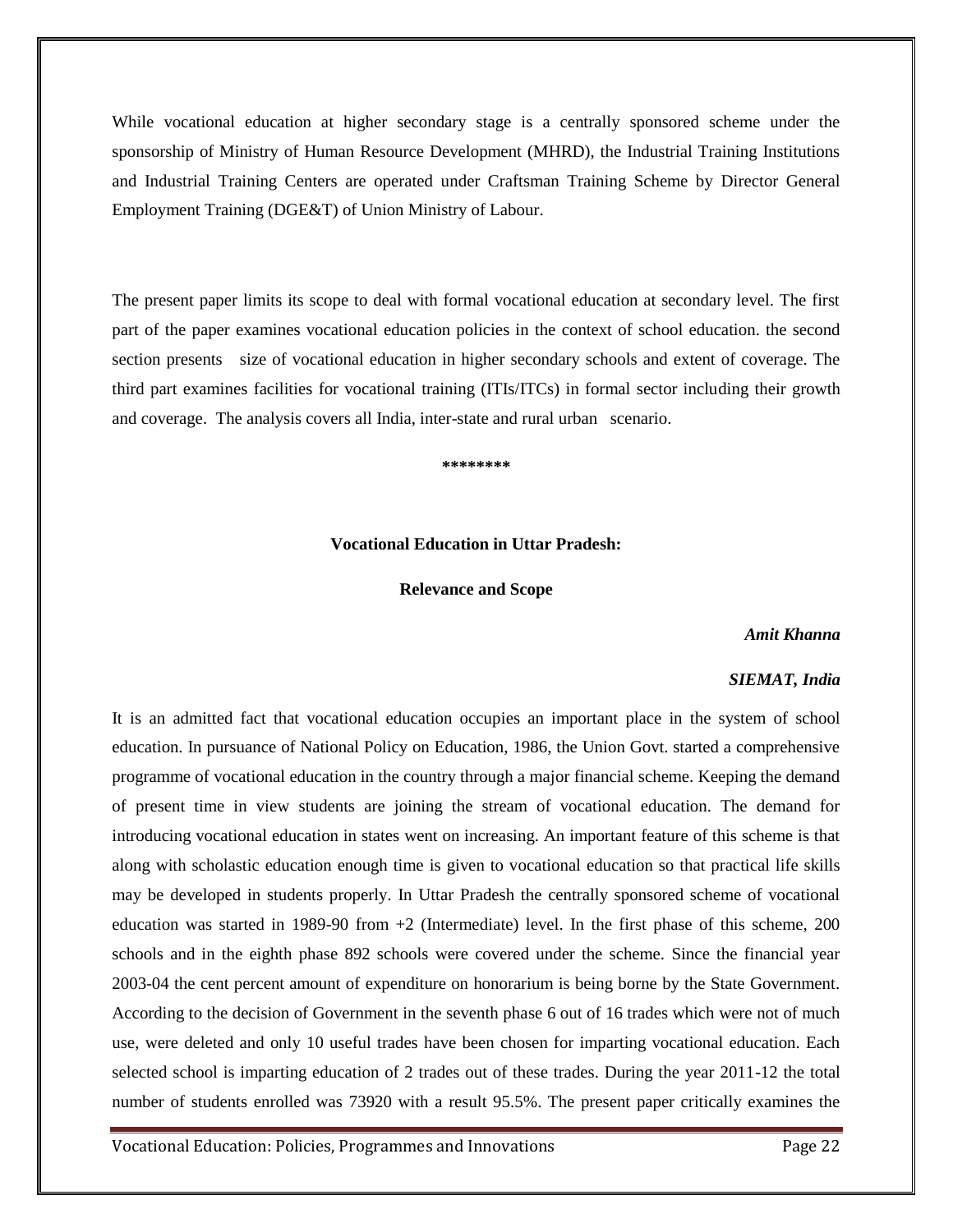While vocational education at higher secondary stage is a centrally sponsored scheme under the sponsorship of Ministry of Human Resource Development (MHRD), the Industrial Training Institutions and Industrial Training Centers are operated under Craftsman Training Scheme by Director General Employment Training (DGE&T) of Union Ministry of Labour.

The present paper limits its scope to deal with formal vocational education at secondary level. The first part of the paper examines vocational education policies in the context of school education. the second section presents size of vocational education in higher secondary schools and extent of coverage. The third part examines facilities for vocational training (ITIs/ITCs) in formal sector including their growth and coverage. The analysis covers all India, inter-state and rural urban scenario.

**********

## Vocational Education in Uttar Pradesh:

## Relevance and Scope

***Amit Khanna***

***SIEMAT, India***

It is an admitted fact that vocational education occupies an important place in the system of school education. In pursuance of National Policy on Education, 1986, the Union Govt. started a comprehensive programme of vocational education in the country through a major financial scheme. Keeping the demand of present time in view students are joining the stream of vocational education. The demand for introducing vocational education in states went on increasing. An important feature of this scheme is that along with scholastic education enough time is given to vocational education so that practical life skills may be developed in students properly. In Uttar Pradesh the centrally sponsored scheme of vocational education was started in 1989-90 from +2 (Intermediate) level. In the first phase of this scheme, 200 schools and in the eighth phase 892 schools were covered under the scheme. Since the financial year 2003-04 the cent percent amount of expenditure on honorarium is being borne by the State Government. According to the decision of Government in the seventh phase 6 out of 16 trades which were not of much use, were deleted and only 10 useful trades have been chosen for imparting vocational education. Each selected school is imparting education of 2 trades out of these trades. During the year 2011-12 the total number of students enrolled was 73920 with a result 95.5%. The present paper critically examines the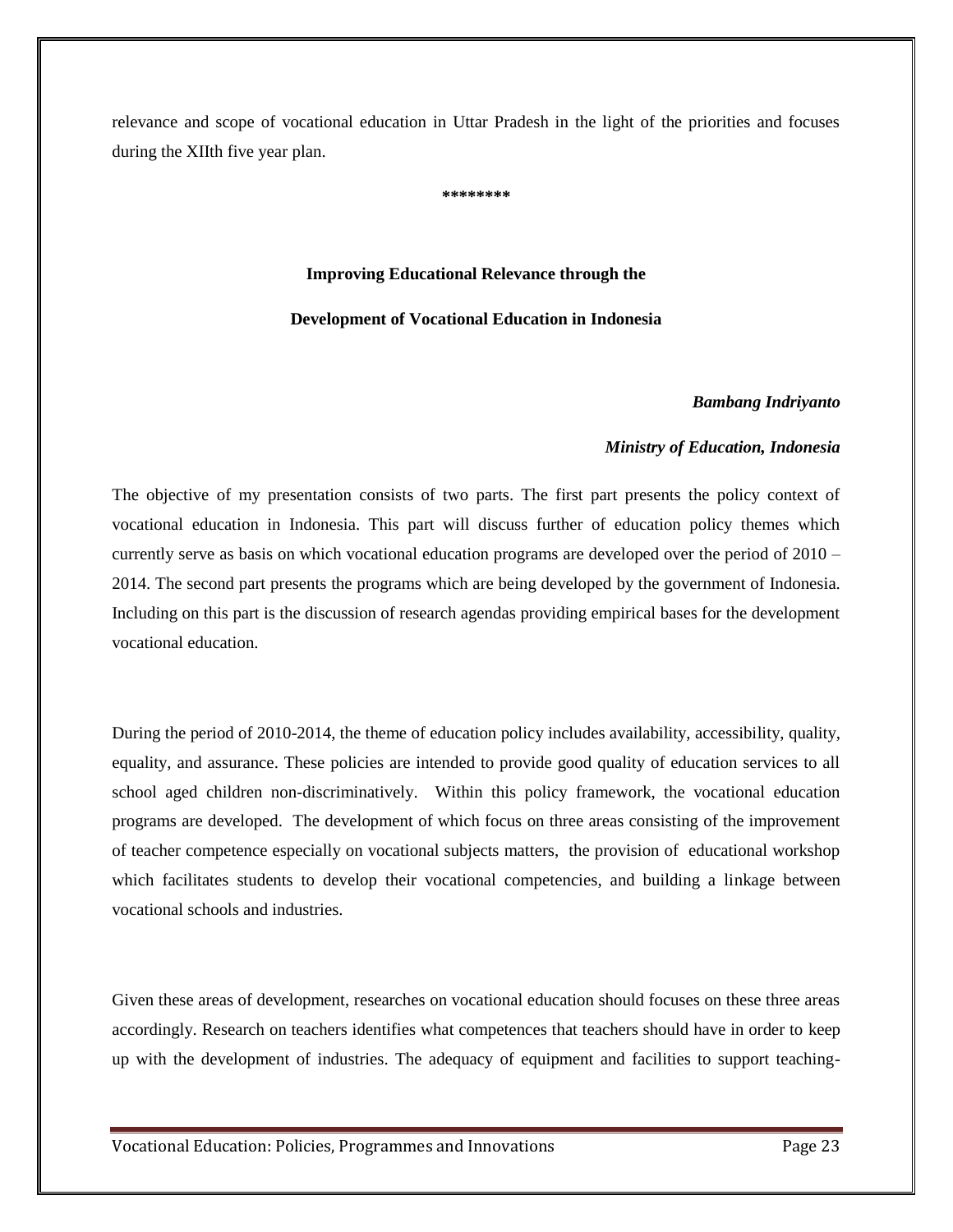relevance and scope of vocational education in Uttar Pradesh in the light of the priorities and focuses during the XIIth five year plan.

********

## Improving Educational Relevance through the Development of Vocational Education in Indonesia

***Bambang Indriyanto***

***Ministry of Education, Indonesia***

The objective of my presentation consists of two parts. The first part presents the policy context of vocational education in Indonesia. This part will discuss further of education policy themes which currently serve as basis on which vocational education programs are developed over the period of 2010 – 2014. The second part presents the programs which are being developed by the government of Indonesia. Including on this part is the discussion of research agendas providing empirical bases for the development vocational education.

During the period of 2010-2014, the theme of education policy includes availability, accessibility, quality, equality, and assurance. These policies are intended to provide good quality of education services to all school aged children non-discriminatively. Within this policy framework, the vocational education programs are developed. The development of which focus on three areas consisting of the improvement of teacher competence especially on vocational subjects matters, the provision of educational workshop which facilitates students to develop their vocational competencies, and building a linkage between vocational schools and industries.

Given these areas of development, researches on vocational education should focuses on these three areas accordingly. Research on teachers identifies what competences that teachers should have in order to keep up with the development of industries. The adequacy of equipment and facilities to support teaching-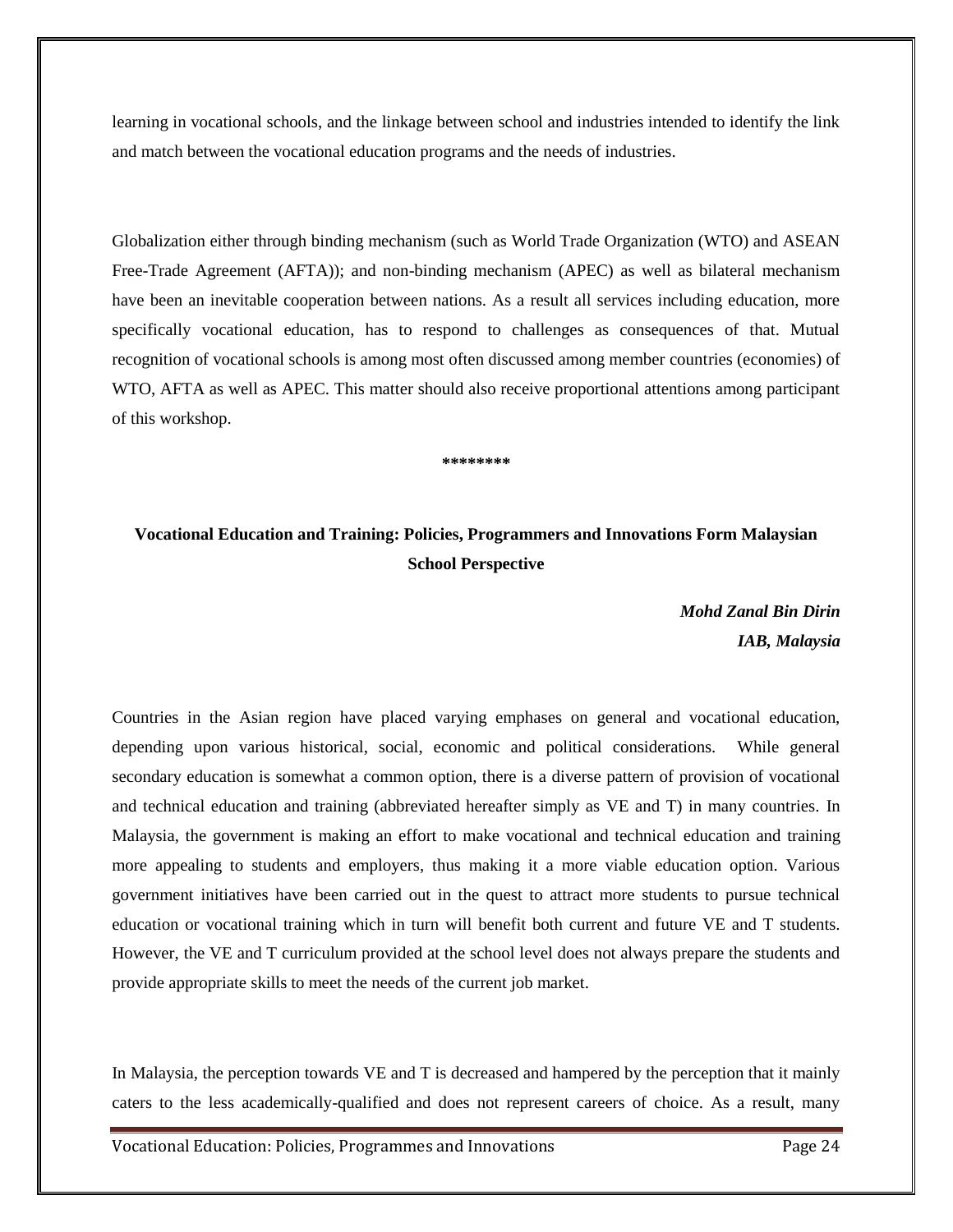learning in vocational schools, and the linkage between school and industries intended to identify the link and match between the vocational education programs and the needs of industries.

Globalization either through binding mechanism (such as World Trade Organization (WTO) and ASEAN Free-Trade Agreement (AFTA)); and non-binding mechanism (APEC) as well as bilateral mechanism have been an inevitable cooperation between nations. As a result all services including education, more specifically vocational education, has to respond to challenges as consequences of that. Mutual recognition of vocational schools is among most often discussed among member countries (economies) of WTO, AFTA as well as APEC. This matter should also receive proportional attentions among participant of this workshop.

**\*\*\*\*\*\*\*\***

## Vocational Education and Training: Policies, Programmers and Innovations Form Malaysian School Perspective

***Mohd Zanal Bin Dirin***
***IAB, Malaysia***

Countries in the Asian region have placed varying emphases on general and vocational education, depending upon various historical, social, economic and political considerations. While general secondary education is somewhat a common option, there is a diverse pattern of provision of vocational and technical education and training (abbreviated hereafter simply as VE and T) in many countries. In Malaysia, the government is making an effort to make vocational and technical education and training more appealing to students and employers, thus making it a more viable education option. Various government initiatives have been carried out in the quest to attract more students to pursue technical education or vocational training which in turn will benefit both current and future VE and T students. However, the VE and T curriculum provided at the school level does not always prepare the students and provide appropriate skills to meet the needs of the current job market.

In Malaysia, the perception towards VE and T is decreased and hampered by the perception that it mainly caters to the less academically-qualified and does not represent careers of choice. As a result, many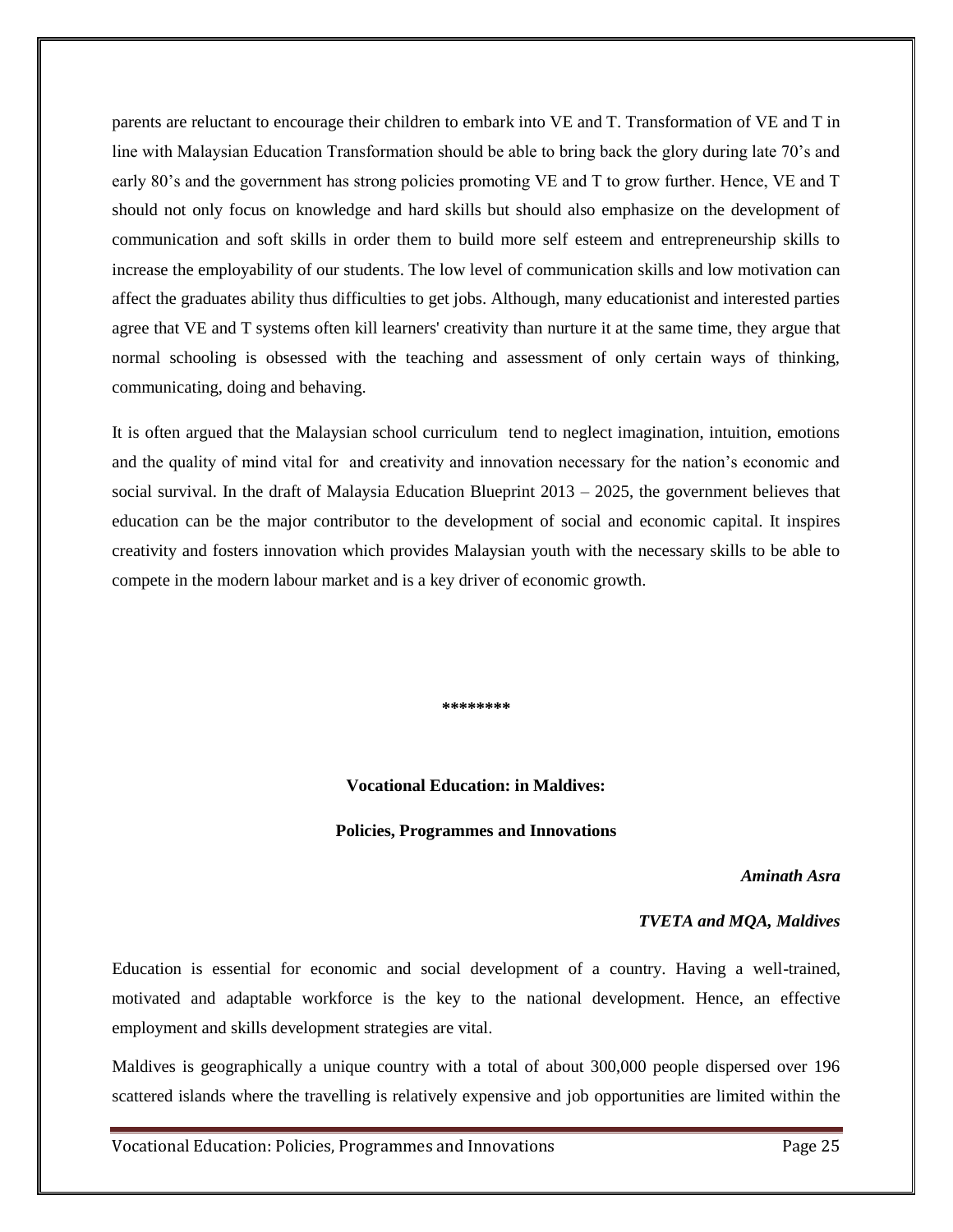parents are reluctant to encourage their children to embark into VE and T. Transformation of VE and T in line with Malaysian Education Transformation should be able to bring back the glory during late 70's and early 80's and the government has strong policies promoting VE and T to grow further. Hence, VE and T should not only focus on knowledge and hard skills but should also emphasize on the development of communication and soft skills in order them to build more self esteem and entrepreneurship skills to increase the employability of our students. The low level of communication skills and low motivation can affect the graduates ability thus difficulties to get jobs. Although, many educationist and interested parties agree that VE and T systems often kill learners' creativity than nurture it at the same time, they argue that normal schooling is obsessed with the teaching and assessment of only certain ways of thinking, communicating, doing and behaving.

It is often argued that the Malaysian school curriculum tend to neglect imagination, intuition, emotions and the quality of mind vital for and creativity and innovation necessary for the nation's economic and social survival. In the draft of Malaysia Education Blueprint 2013 – 2025, the government believes that education can be the major contributor to the development of social and economic capital. It inspires creativity and fosters innovation which provides Malaysian youth with the necessary skills to be able to compete in the modern labour market and is a key driver of economic growth.

**********

## Vocational Education: in Maldives:

## Policies, Programmes and Innovations

***Aminath Asra***

***TVETA and MQA, Maldives***

Education is essential for economic and social development of a country. Having a well-trained, motivated and adaptable workforce is the key to the national development. Hence, an effective employment and skills development strategies are vital.

Maldives is geographically a unique country with a total of about 300,000 people dispersed over 196 scattered islands where the travelling is relatively expensive and job opportunities are limited within the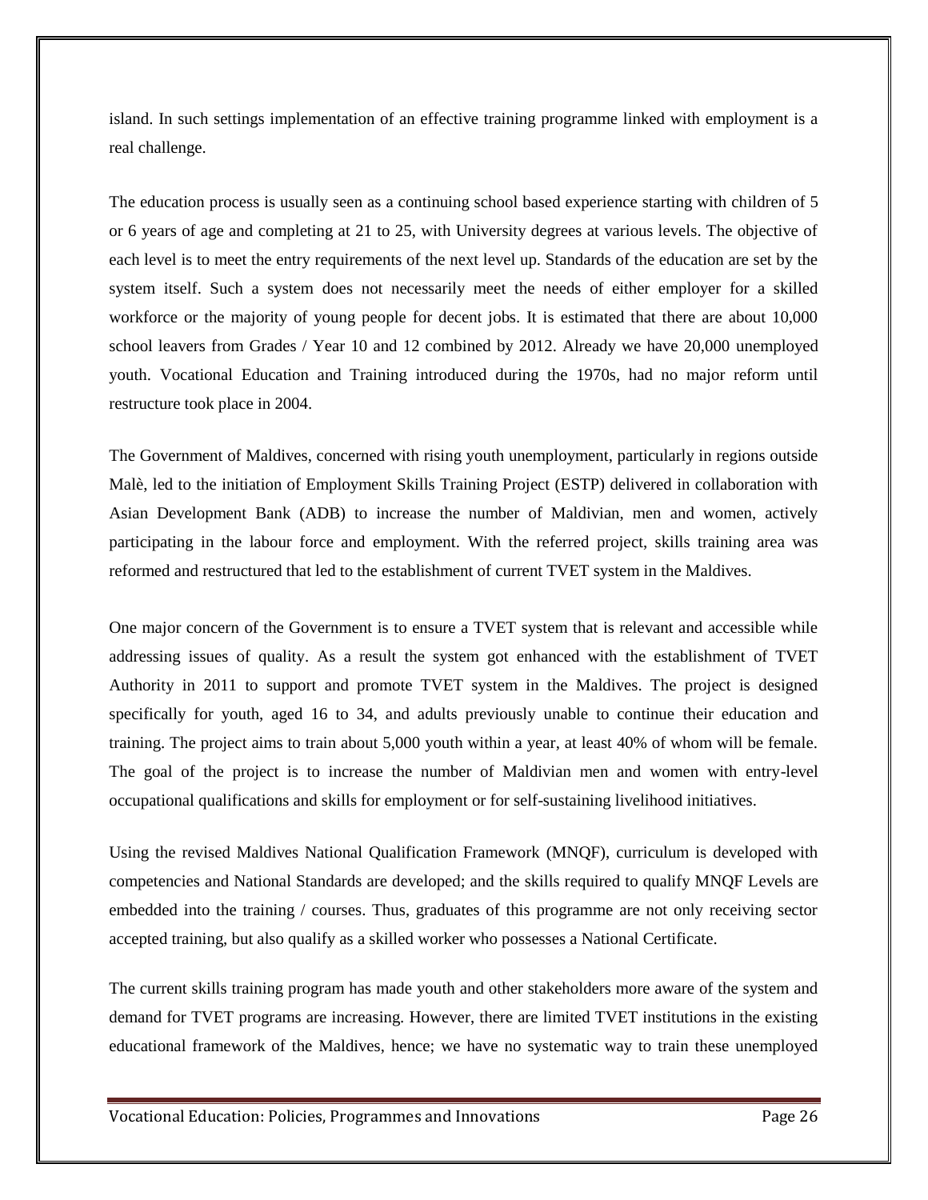island. In such settings implementation of an effective training programme linked with employment is a real challenge.

The education process is usually seen as a continuing school based experience starting with children of 5 or 6 years of age and completing at 21 to 25, with University degrees at various levels. The objective of each level is to meet the entry requirements of the next level up. Standards of the education are set by the system itself. Such a system does not necessarily meet the needs of either employer for a skilled workforce or the majority of young people for decent jobs. It is estimated that there are about 10,000 school leavers from Grades / Year 10 and 12 combined by 2012. Already we have 20,000 unemployed youth. Vocational Education and Training introduced during the 1970s, had no major reform until restructure took place in 2004.

The Government of Maldives, concerned with rising youth unemployment, particularly in regions outside Malè, led to the initiation of Employment Skills Training Project (ESTP) delivered in collaboration with Asian Development Bank (ADB) to increase the number of Maldivian, men and women, actively participating in the labour force and employment. With the referred project, skills training area was reformed and restructured that led to the establishment of current TVET system in the Maldives.

One major concern of the Government is to ensure a TVET system that is relevant and accessible while addressing issues of quality. As a result the system got enhanced with the establishment of TVET Authority in 2011 to support and promote TVET system in the Maldives. The project is designed specifically for youth, aged 16 to 34, and adults previously unable to continue their education and training. The project aims to train about 5,000 youth within a year, at least 40% of whom will be female. The goal of the project is to increase the number of Maldivian men and women with entry-level occupational qualifications and skills for employment or for self-sustaining livelihood initiatives.

Using the revised Maldives National Qualification Framework (MNQF), curriculum is developed with competencies and National Standards are developed; and the skills required to qualify MNQF Levels are embedded into the training / courses. Thus, graduates of this programme are not only receiving sector accepted training, but also qualify as a skilled worker who possesses a National Certificate.

The current skills training program has made youth and other stakeholders more aware of the system and demand for TVET programs are increasing. However, there are limited TVET institutions in the existing educational framework of the Maldives, hence; we have no systematic way to train these unemployed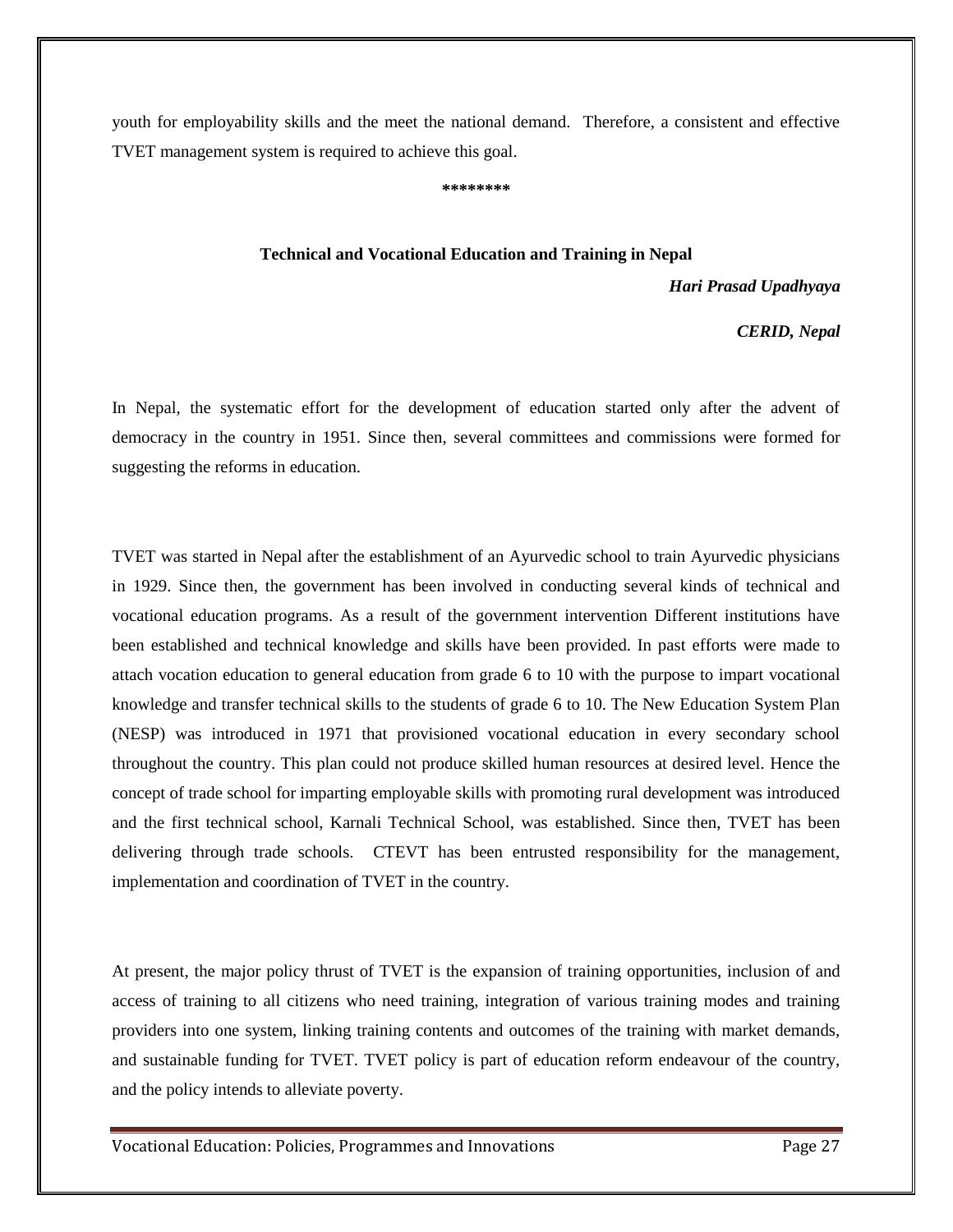youth for employability skills and the meet the national demand. Therefore, a consistent and effective TVET management system is required to achieve this goal.

**********

## Technical and Vocational Education and Training in Nepal

***Hari Prasad Upadhyaya***

***CERID, Nepal***

In Nepal, the systematic effort for the development of education started only after the advent of democracy in the country in 1951. Since then, several committees and commissions were formed for suggesting the reforms in education.

TVET was started in Nepal after the establishment of an Ayurvedic school to train Ayurvedic physicians in 1929. Since then, the government has been involved in conducting several kinds of technical and vocational education programs. As a result of the government intervention Different institutions have been established and technical knowledge and skills have been provided. In past efforts were made to attach vocation education to general education from grade 6 to 10 with the purpose to impart vocational knowledge and transfer technical skills to the students of grade 6 to 10. The New Education System Plan (NESP) was introduced in 1971 that provisioned vocational education in every secondary school throughout the country. This plan could not produce skilled human resources at desired level. Hence the concept of trade school for imparting employable skills with promoting rural development was introduced and the first technical school, Karnali Technical School, was established. Since then, TVET has been delivering through trade schools. CTEVT has been entrusted responsibility for the management, implementation and coordination of TVET in the country.

At present, the major policy thrust of TVET is the expansion of training opportunities, inclusion of and access of training to all citizens who need training, integration of various training modes and training providers into one system, linking training contents and outcomes of the training with market demands, and sustainable funding for TVET. TVET policy is part of education reform endeavour of the country, and the policy intends to alleviate poverty.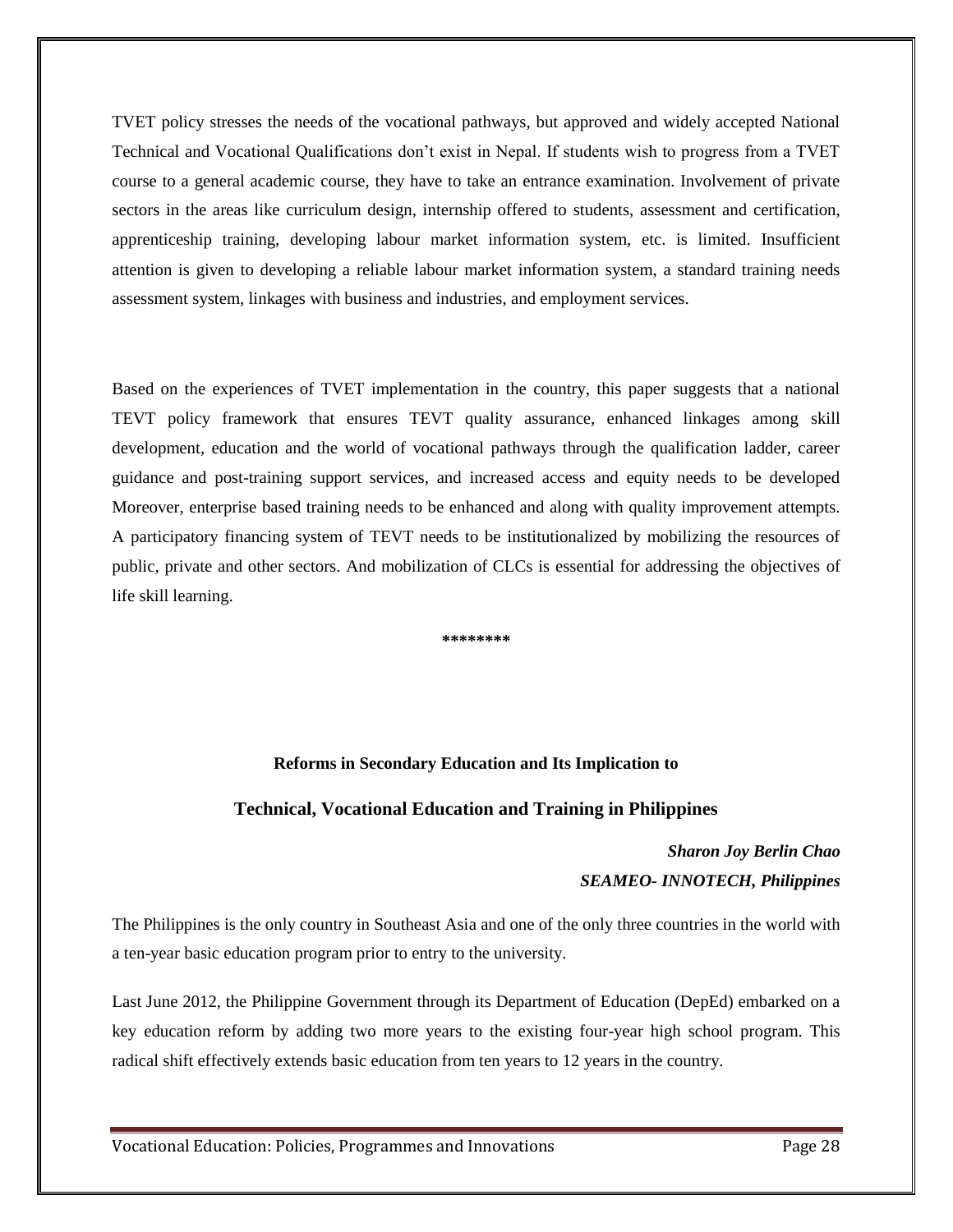TVET policy stresses the needs of the vocational pathways, but approved and widely accepted National Technical and Vocational Qualifications don't exist in Nepal. If students wish to progress from a TVET course to a general academic course, they have to take an entrance examination. Involvement of private sectors in the areas like curriculum design, internship offered to students, assessment and certification, apprenticeship training, developing labour market information system, etc. is limited. Insufficient attention is given to developing a reliable labour market information system, a standard training needs assessment system, linkages with business and industries, and employment services.

Based on the experiences of TVET implementation in the country, this paper suggests that a national TEVT policy framework that ensures TEVT quality assurance, enhanced linkages among skill development, education and the world of vocational pathways through the qualification ladder, career guidance and post-training support services, and increased access and equity needs to be developed Moreover, enterprise based training needs to be enhanced and along with quality improvement attempts. A participatory financing system of TEVT needs to be institutionalized by mobilizing the resources of public, private and other sectors. And mobilization of CLCs is essential for addressing the objectives of life skill learning.

\*\*\*\*\*\*\*\*

## Reforms in Secondary Education and Its Implication to Technical, Vocational Education and Training in Philippines

***Sharon Joy Berlin Chao***
***SEAMEO- INNOTECH, Philippines***

The Philippines is the only country in Southeast Asia and one of the only three countries in the world with a ten-year basic education program prior to entry to the university.

Last June 2012, the Philippine Government through its Department of Education (DepEd) embarked on a key education reform by adding two more years to the existing four-year high school program. This radical shift effectively extends basic education from ten years to 12 years in the country.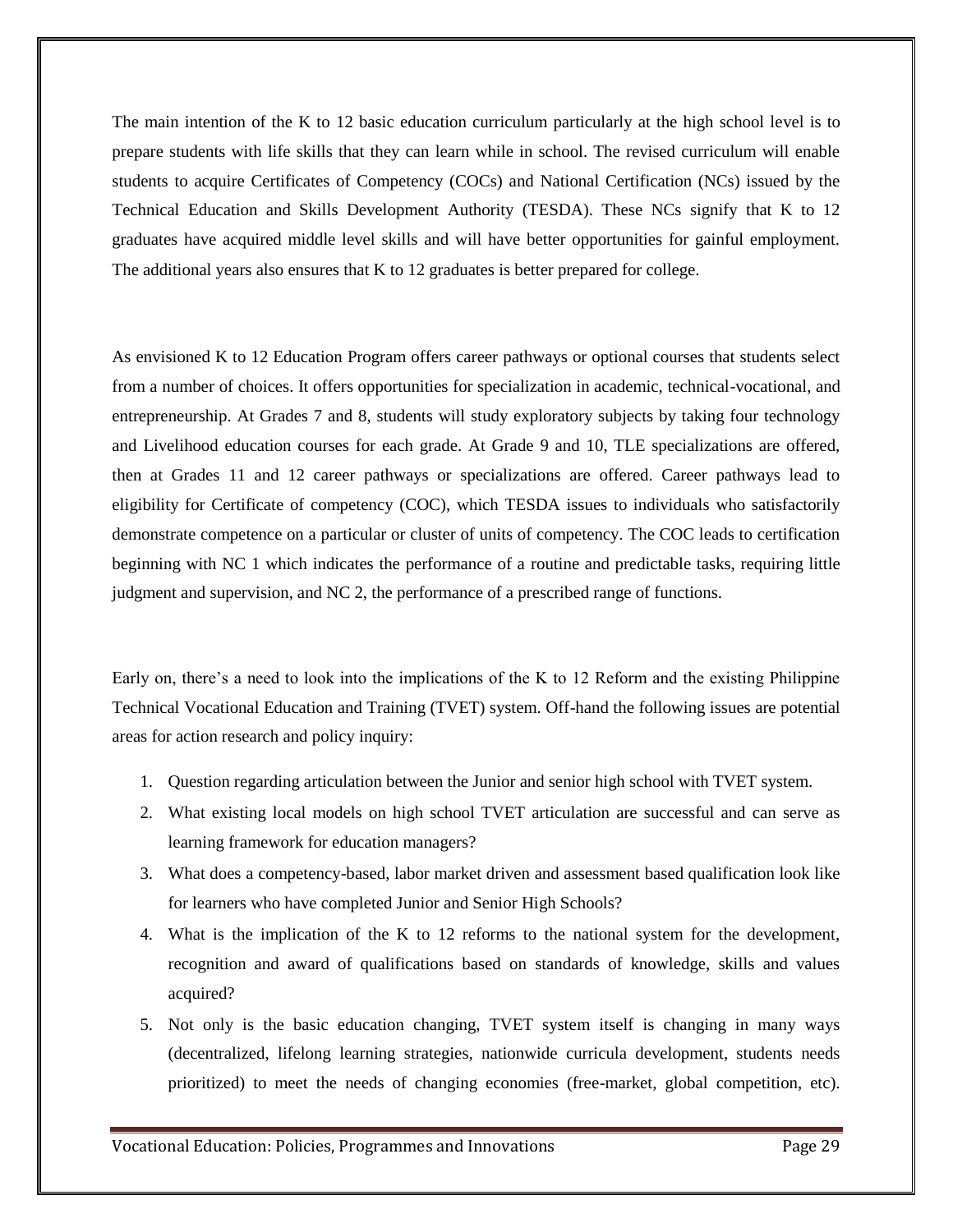The main intention of the K to 12 basic education curriculum particularly at the high school level is to prepare students with life skills that they can learn while in school. The revised curriculum will enable students to acquire Certificates of Competency (COCs) and National Certification (NCs) issued by the Technical Education and Skills Development Authority (TESDA). These NCs signify that K to 12 graduates have acquired middle level skills and will have better opportunities for gainful employment. The additional years also ensures that K to 12 graduates is better prepared for college.

As envisioned K to 12 Education Program offers career pathways or optional courses that students select from a number of choices. It offers opportunities for specialization in academic, technical-vocational, and entrepreneurship. At Grades 7 and 8, students will study exploratory subjects by taking four technology and Livelihood education courses for each grade. At Grade 9 and 10, TLE specializations are offered, then at Grades 11 and 12 career pathways or specializations are offered. Career pathways lead to eligibility for Certificate of competency (COC), which TESDA issues to individuals who satisfactorily demonstrate competence on a particular or cluster of units of competency. The COC leads to certification beginning with NC 1 which indicates the performance of a routine and predictable tasks, requiring little judgment and supervision, and NC 2, the performance of a prescribed range of functions.

Early on, there's a need to look into the implications of the K to 12 Reform and the existing Philippine Technical Vocational Education and Training (TVET) system. Off-hand the following issues are potential areas for action research and policy inquiry:

1. Question regarding articulation between the Junior and senior high school with TVET system.
2. What existing local models on high school TVET articulation are successful and can serve as learning framework for education managers?
3. What does a competency-based, labor market driven and assessment based qualification look like for learners who have completed Junior and Senior High Schools?
4. What is the implication of the K to 12 reforms to the national system for the development, recognition and award of qualifications based on standards of knowledge, skills and values acquired?
5. Not only is the basic education changing, TVET system itself is changing in many ways (decentralized, lifelong learning strategies, nationwide curricula development, students needs prioritized) to meet the needs of changing economies (free-market, global competition, etc).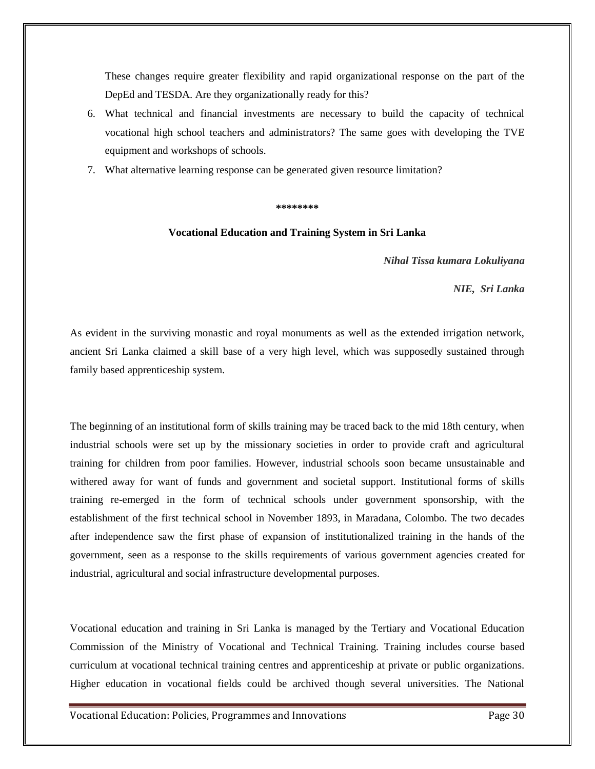These changes require greater flexibility and rapid organizational response on the part of the DepEd and TESDA. Are they organizationally ready for this?

6. What technical and financial investments are necessary to build the capacity of technical vocational high school teachers and administrators? The same goes with developing the TVE equipment and workshops of schools.
7. What alternative learning response can be generated given resource limitation?

**********

## Vocational Education and Training System in Sri Lanka

***Nihal Tissa kumara Lokuliyana***

***NIE, Sri Lanka***

As evident in the surviving monastic and royal monuments as well as the extended irrigation network, ancient Sri Lanka claimed a skill base of a very high level, which was supposedly sustained through family based apprenticeship system.

The beginning of an institutional form of skills training may be traced back to the mid 18th century, when industrial schools were set up by the missionary societies in order to provide craft and agricultural training for children from poor families. However, industrial schools soon became unsustainable and withered away for want of funds and government and societal support. Institutional forms of skills training re-emerged in the form of technical schools under government sponsorship, with the establishment of the first technical school in November 1893, in Maradana, Colombo. The two decades after independence saw the first phase of expansion of institutionalized training in the hands of the government, seen as a response to the skills requirements of various government agencies created for industrial, agricultural and social infrastructure developmental purposes.

Vocational education and training in Sri Lanka is managed by the Tertiary and Vocational Education Commission of the Ministry of Vocational and Technical Training. Training includes course based curriculum at vocational technical training centres and apprenticeship at private or public organizations. Higher education in vocational fields could be archived though several universities. The National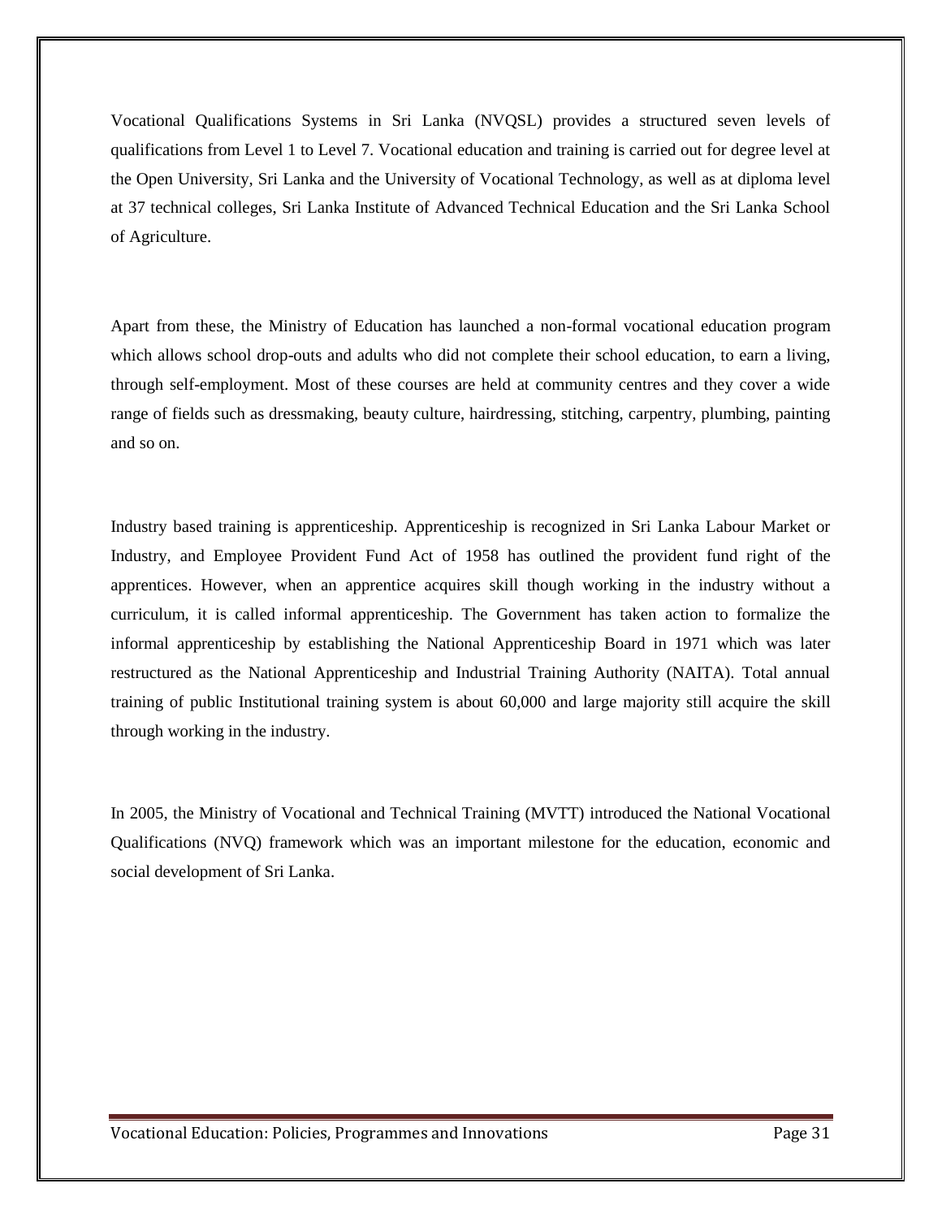Vocational Qualifications Systems in Sri Lanka (NVQSL) provides a structured seven levels of qualifications from Level 1 to Level 7. Vocational education and training is carried out for degree level at the Open University, Sri Lanka and the University of Vocational Technology, as well as at diploma level at 37 technical colleges, Sri Lanka Institute of Advanced Technical Education and the Sri Lanka School of Agriculture.

Apart from these, the Ministry of Education has launched a non-formal vocational education program which allows school drop-outs and adults who did not complete their school education, to earn a living, through self-employment. Most of these courses are held at community centres and they cover a wide range of fields such as dressmaking, beauty culture, hairdressing, stitching, carpentry, plumbing, painting and so on.

Industry based training is apprenticeship. Apprenticeship is recognized in Sri Lanka Labour Market or Industry, and Employee Provident Fund Act of 1958 has outlined the provident fund right of the apprentices. However, when an apprentice acquires skill though working in the industry without a curriculum, it is called informal apprenticeship. The Government has taken action to formalize the informal apprenticeship by establishing the National Apprenticeship Board in 1971 which was later restructured as the National Apprenticeship and Industrial Training Authority (NAITA). Total annual training of public Institutional training system is about 60,000 and large majority still acquire the skill through working in the industry.

In 2005, the Ministry of Vocational and Technical Training (MVTT) introduced the National Vocational Qualifications (NVQ) framework which was an important milestone for the education, economic and social development of Sri Lanka.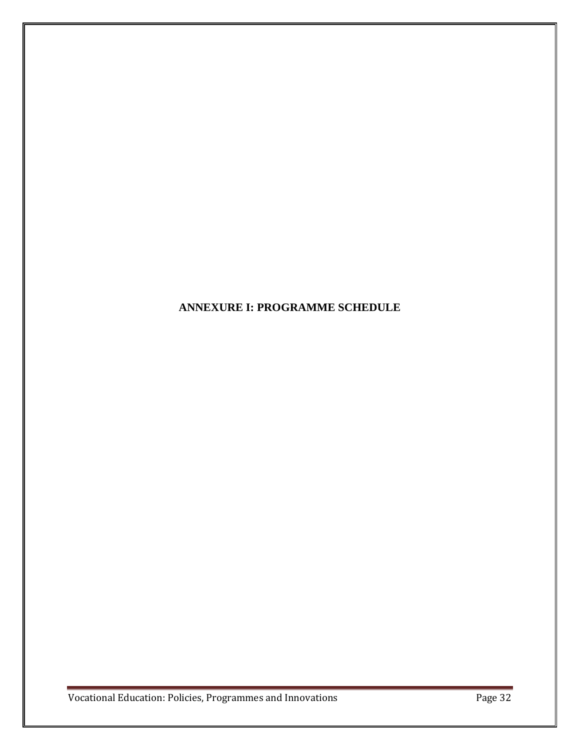# ANNEXURE I: PROGRAMME SCHEDULE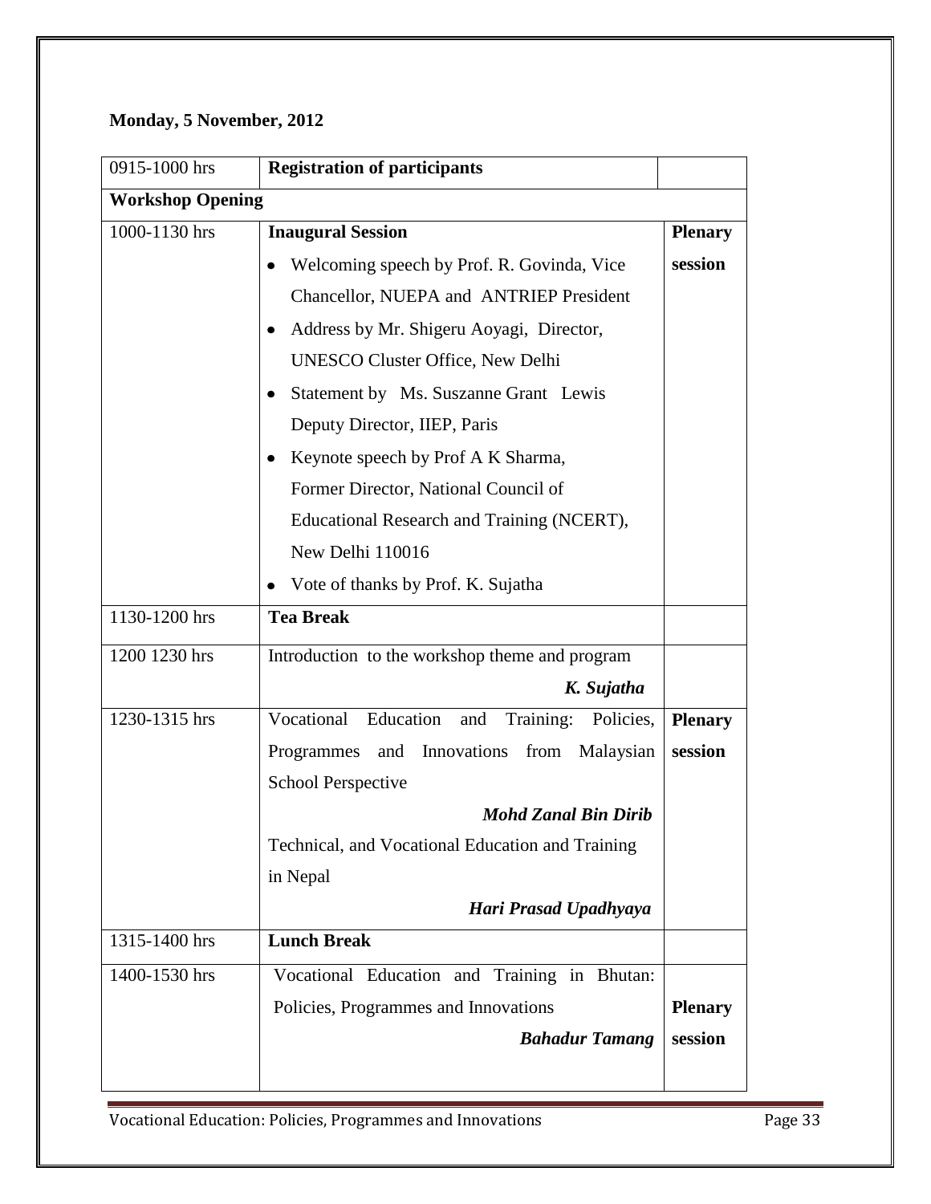**Monday, 5 November, 2012**

| 0915-1000 hrs | **Registration of participants** | |
|---|---|---|
| **Workshop Opening** | | |
| 1000-1130 hrs | **Inaugural Session**<br>• Welcoming speech by Prof. R. Govinda, Vice Chancellor, NUEPA and ANTRIEP President<br>• Address by Mr. Shigeru Aoyagi, Director, UNESCO Cluster Office, New Delhi<br>• Statement by Ms. Suszanne Grant Lewis Deputy Director, IIEP, Paris<br>• Keynote speech by Prof A K Sharma, Former Director, National Council of Educational Research and Training (NCERT), New Delhi 110016<br>• Vote of thanks by Prof. K. Sujatha | **Plenary session** |
| 1130-1200 hrs | **Tea Break** | |
| 1200 1230 hrs | Introduction to the workshop theme and program<br>***K. Sujatha*** | |
| 1230-1315 hrs | Vocational Education and Training: Policies, Programmes and Innovations from Malaysian School Perspective<br>***Mohd Zanal Bin Dirib***<br>Technical, and Vocational Education and Training in Nepal<br>***Hari Prasad Upadhyaya*** | **Plenary session** |
| 1315-1400 hrs | **Lunch Break** | |
| 1400-1530 hrs | Vocational Education and Training in Bhutan: Policies, Programmes and Innovations<br>***Bahadur Tamang*** | **Plenary session** |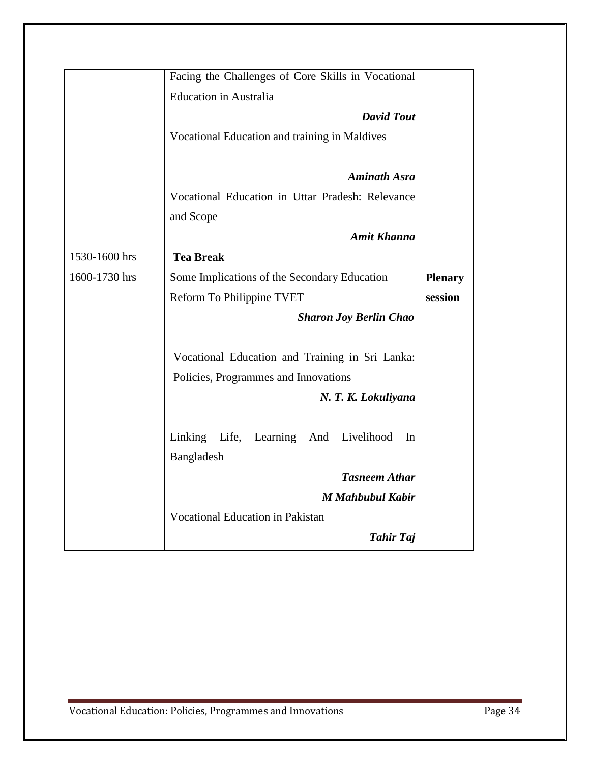| | | |
|---|---|---|
| | Facing the Challenges of Core Skills in Vocational Education in Australia<br>***David Tout***<br>Vocational Education and training in Maldives<br>***Aminath Asra***<br>Vocational Education in Uttar Pradesh: Relevance and Scope<br>***Amit Khanna*** | |
| 1530-1600 hrs | **Tea Break** | |
| 1600-1730 hrs | Some Implications of the Secondary Education Reform To Philippine TVET<br>***Sharon Joy Berlin Chao***<br>Vocational Education and Training in Sri Lanka: Policies, Programmes and Innovations<br>***N. T. K. Lokuliyana***<br>Linking Life, Learning And Livelihood In Bangladesh<br>***Tasneem Athar***<br>***M Mahbubul Kabir***<br>Vocational Education in Pakistan<br>***Tahir Taj*** | **Plenary session** |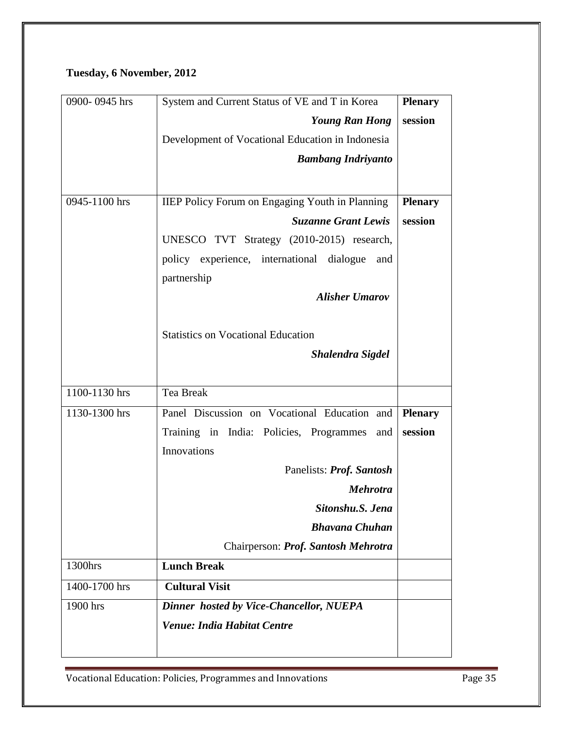**Tuesday, 6 November, 2012**

| | | |
|---|---|---|
| 0900- 0945 hrs | System and Current Status of VE and T in Korea<br>***Young Ran Hong***<br>Development of Vocational Education in Indonesia<br>***Bambang Indriyanto*** | **Plenary session** |
| 0945-1100 hrs | IIEP Policy Forum on Engaging Youth in Planning<br>***Suzanne Grant Lewis***<br>UNESCO TVT Strategy (2010-2015) research, policy experience, international dialogue and partnership<br>***Alisher Umarov***<br><br>Statistics on Vocational Education<br>***Shalendra Sigdel*** | **Plenary session** |
| 1100-1130 hrs | Tea Break | |
| 1130-1300 hrs | Panel Discussion on Vocational Education and Training in India: Policies, Programmes and Innovations<br>Panelists: ***Prof. Santosh Mehrotra***<br>***Sitonshu.S. Jena***<br>***Bhavana Chuhan***<br>Chairperson: ***Prof. Santosh Mehrotra*** | **Plenary session** |
| 1300hrs | **Lunch Break** | |
| 1400-1700 hrs | **Cultural Visit** | |
| 1900 hrs | ***Dinner hosted by Vice-Chancellor, NUEPA***<br>***Venue: India Habitat Centre*** | |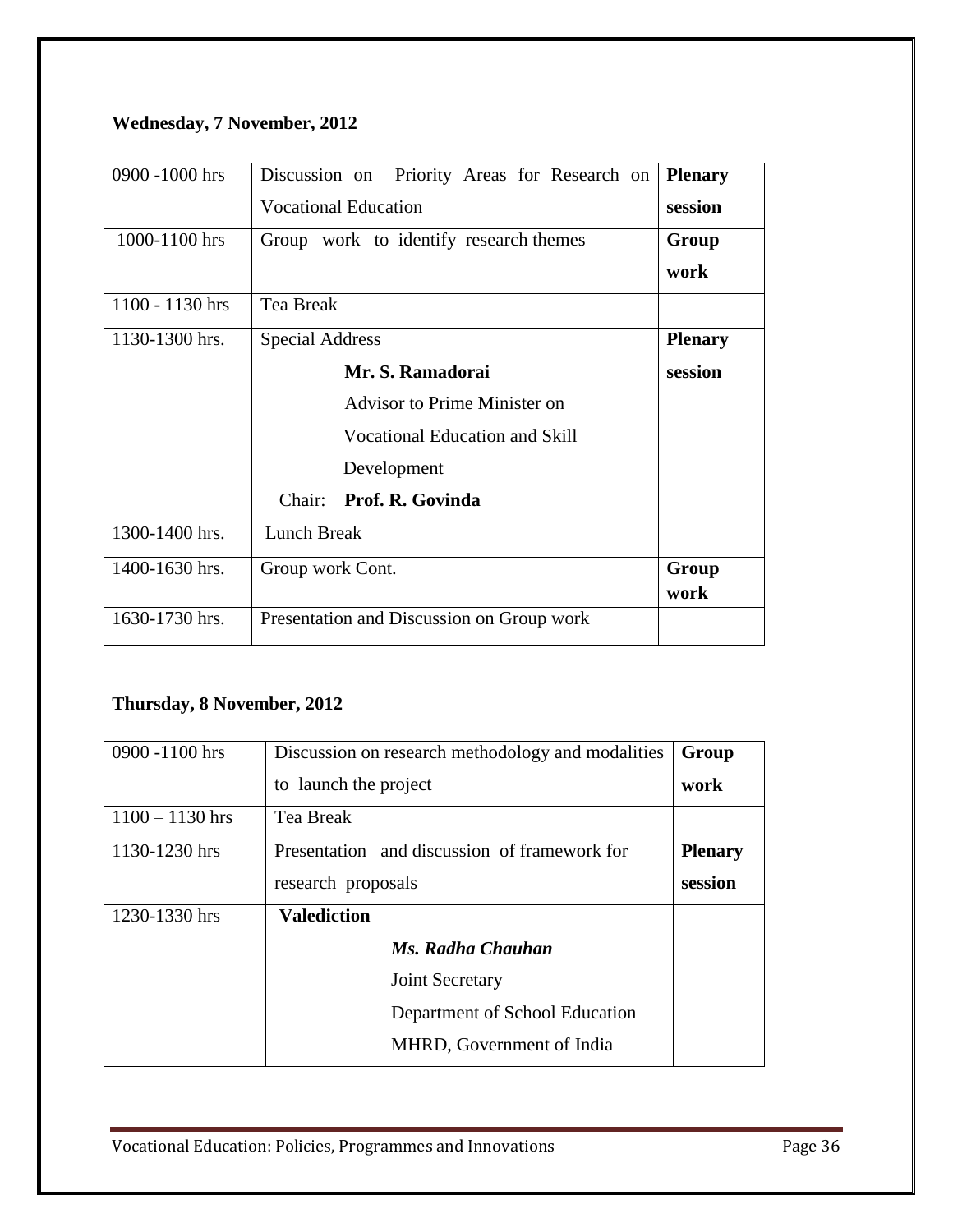**Wednesday, 7 November, 2012**

| | | |
|---|---|---|
| 0900 -1000 hrs | Discussion on Priority Areas for Research on Vocational Education | **Plenary session** |
| 1000-1100 hrs | Group work to identify research themes | **Group work** |
| 1100 - 1130 hrs | Tea Break | |
| 1130-1300 hrs. | Special Address<br>**Mr. S. Ramadorai**<br>Advisor to Prime Minister on Vocational Education and Skill Development<br>Chair: **Prof. R. Govinda** | **Plenary session** |
| 1300-1400 hrs. | Lunch Break | |
| 1400-1630 hrs. | Group work Cont. | **Group work** |
| 1630-1730 hrs. | Presentation and Discussion on Group work | |

**Thursday, 8 November, 2012**

| | | |
|---|---|---|
| 0900 -1100 hrs | Discussion on research methodology and modalities to launch the project | **Group work** |
| 1100 – 1130 hrs | Tea Break | |
| 1130-1230 hrs | Presentation and discussion of framework for research proposals | **Plenary session** |
| 1230-1330 hrs | **Valediction**<br>***Ms. Radha Chauhan***<br>Joint Secretary<br>Department of School Education<br>MHRD, Government of India | |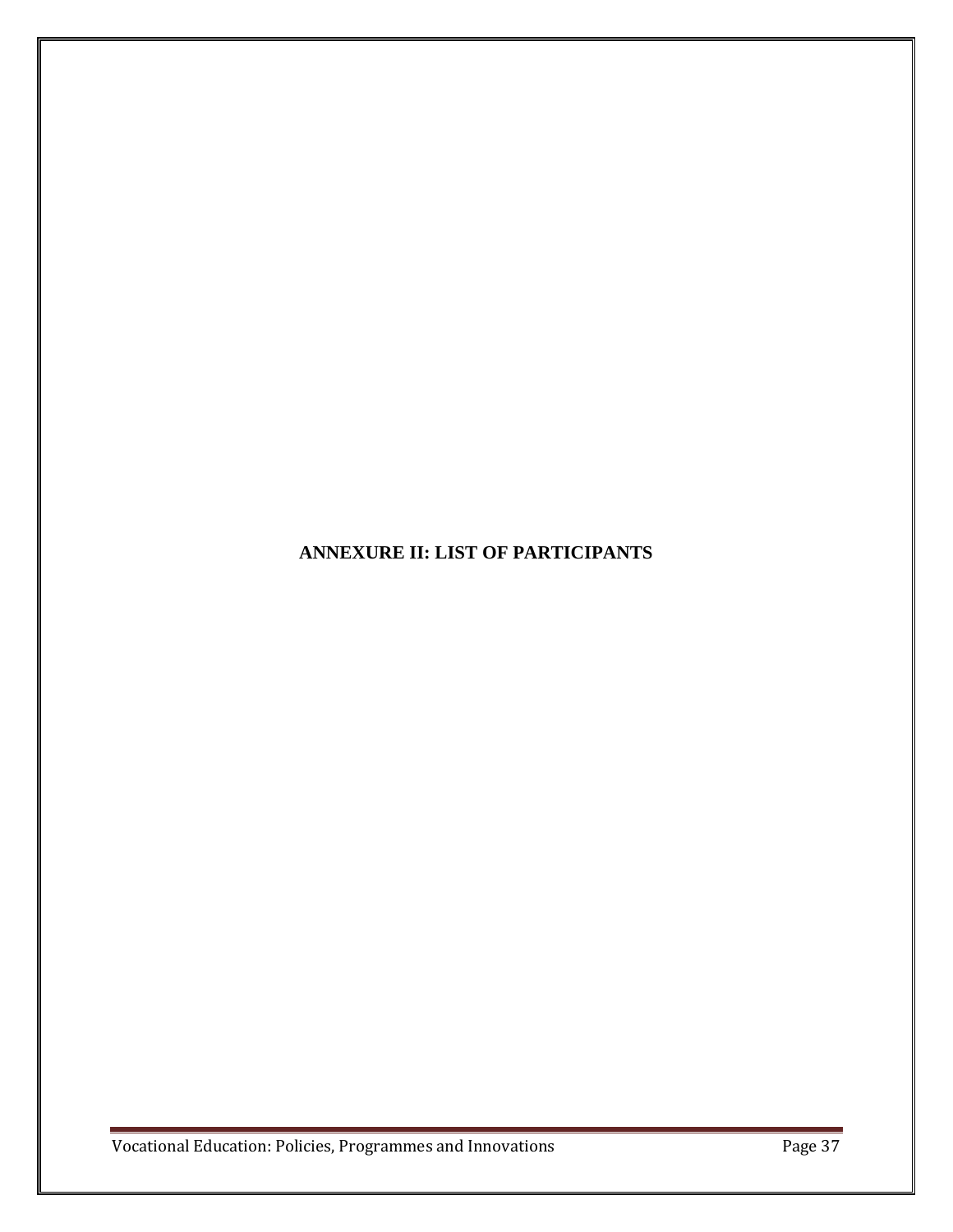# ANNEXURE II: LIST OF PARTICIPANTS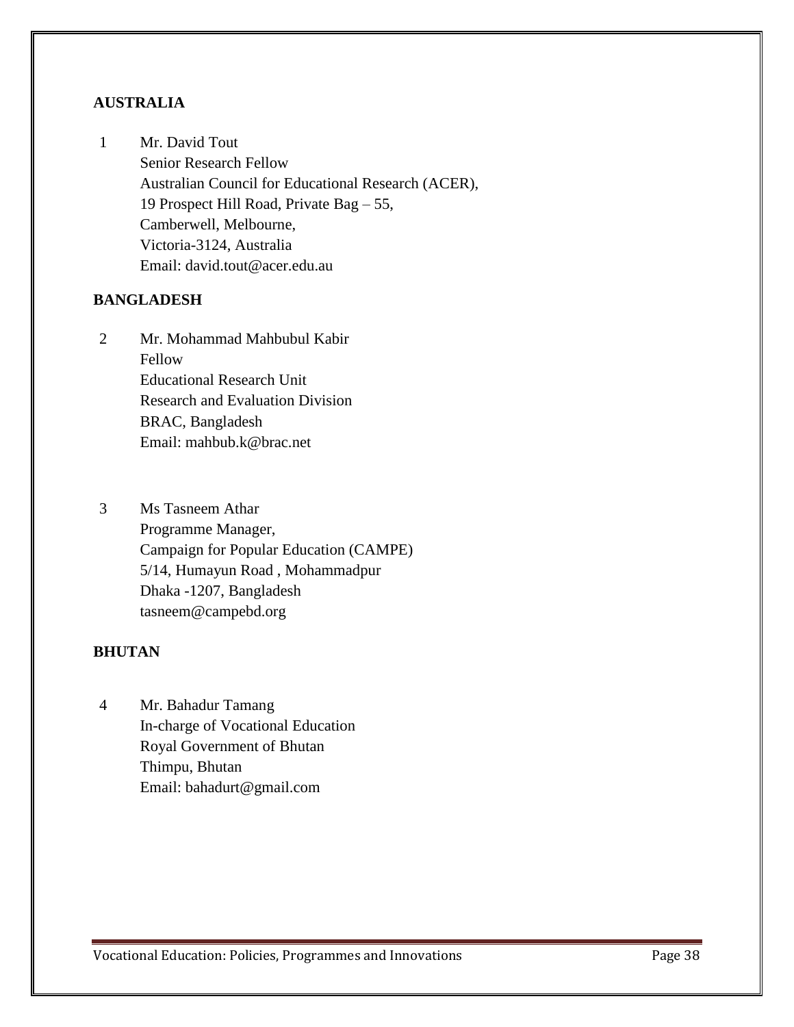**AUSTRALIA**

1 Mr. David Tout
Senior Research Fellow
Australian Council for Educational Research (ACER),
19 Prospect Hill Road, Private Bag – 55,
Camberwell, Melbourne,
Victoria-3124, Australia
Email: david.tout@acer.edu.au

**BANGLADESH**

2 Mr. Mohammad Mahbubul Kabir
Fellow
Educational Research Unit
Research and Evaluation Division
BRAC, Bangladesh
Email: mahbub.k@brac.net

3 Ms Tasneem Athar
Programme Manager,
Campaign for Popular Education (CAMPE)
5/14, Humayun Road , Mohammadpur
Dhaka -1207, Bangladesh
tasneem@campebd.org

**BHUTAN**

4 Mr. Bahadur Tamang
In-charge of Vocational Education
Royal Government of Bhutan
Thimpu, Bhutan
Email: bahadurt@gmail.com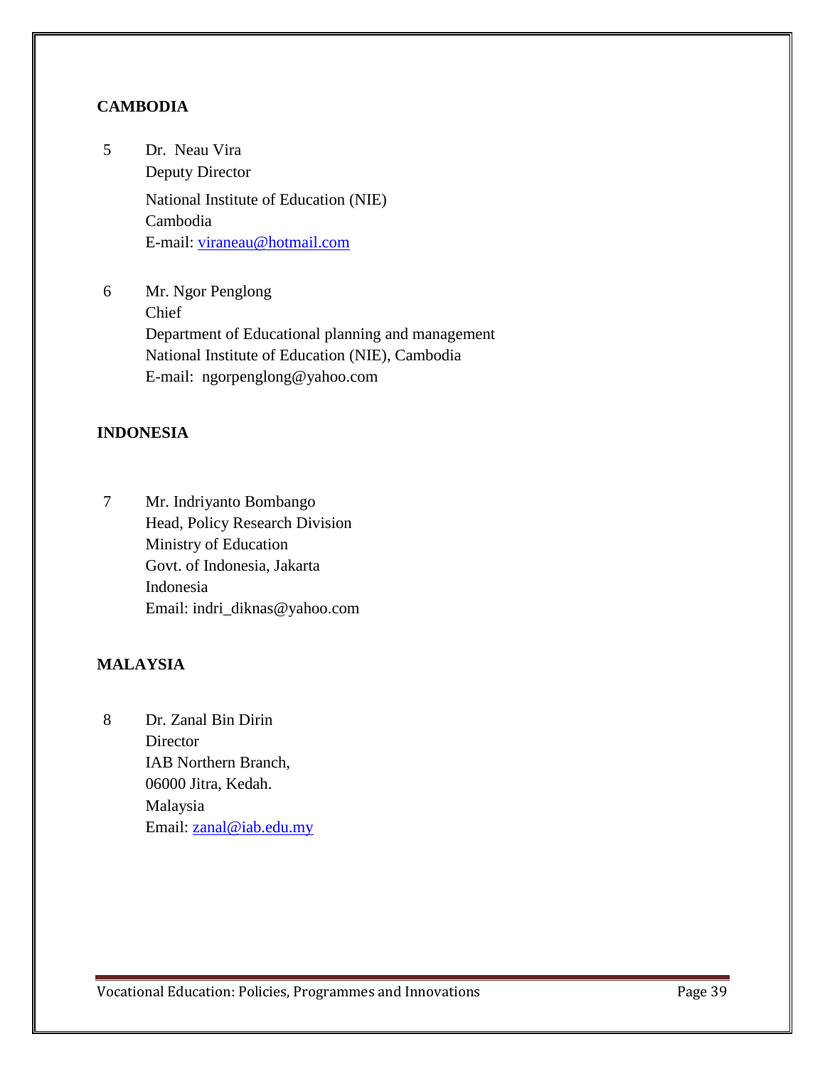**CAMBODIA**

5 Dr. Neau Vira
Deputy Director
National Institute of Education (NIE)
Cambodia
E-mail: viraneau@hotmail.com

6 Mr. Ngor Penglong
Chief
Department of Educational planning and management
National Institute of Education (NIE), Cambodia
E-mail: ngorpenglong@yahoo.com

**INDONESIA**

7 Mr. Indriyanto Bombango
Head, Policy Research Division
Ministry of Education
Govt. of Indonesia, Jakarta
Indonesia
Email: indri_diknas@yahoo.com

**MALAYSIA**

8 Dr. Zanal Bin Dirin
Director
IAB Northern Branch,
06000 Jitra, Kedah.
Malaysia
Email: zanal@iab.edu.my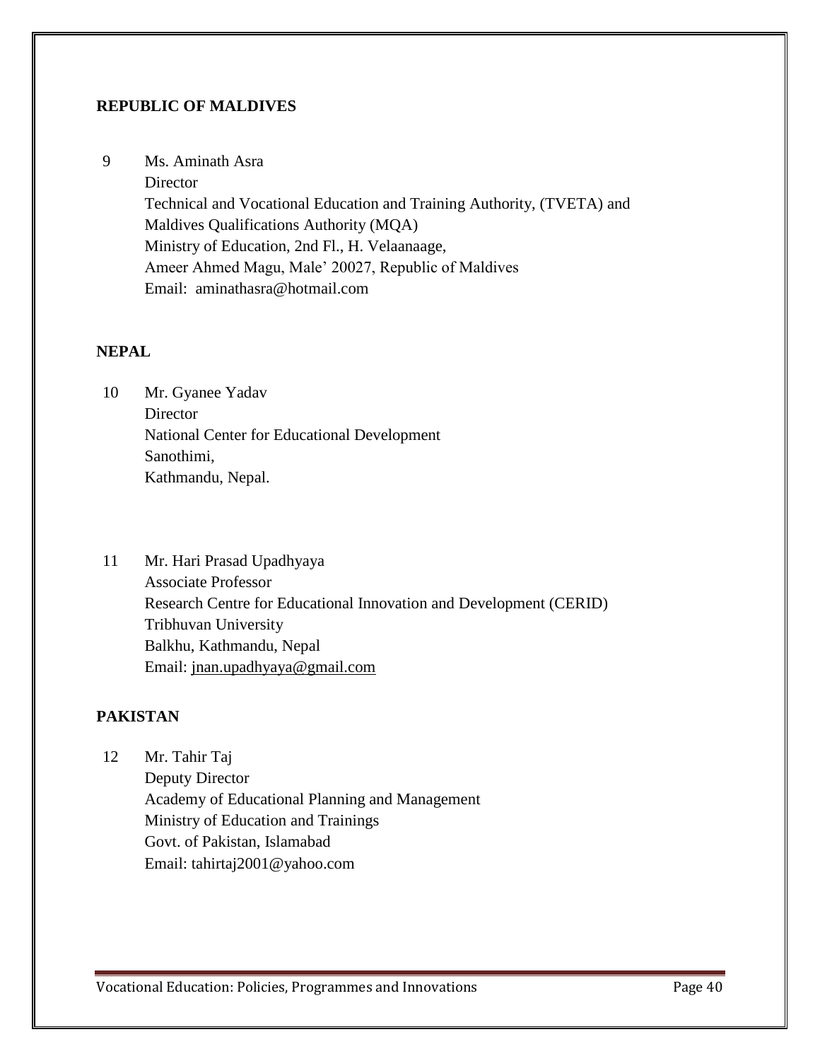**REPUBLIC OF MALDIVES**

9 Ms. Aminath Asra
Director
Technical and Vocational Education and Training Authority, (TVETA) and
Maldives Qualifications Authority (MQA)
Ministry of Education, 2nd Fl., H. Velaanaage,
Ameer Ahmed Magu, Male' 20027, Republic of Maldives
Email: aminathasra@hotmail.com

**NEPAL**

10 Mr. Gyanee Yadav
Director
National Center for Educational Development
Sanothimi,
Kathmandu, Nepal.

11 Mr. Hari Prasad Upadhyaya
Associate Professor
Research Centre for Educational Innovation and Development (CERID)
Tribhuvan University
Balkhu, Kathmandu, Nepal
Email: jnan.upadhyaya@gmail.com

**PAKISTAN**

12 Mr. Tahir Taj
Deputy Director
Academy of Educational Planning and Management
Ministry of Education and Trainings
Govt. of Pakistan, Islamabad
Email: tahirtaj2001@yahoo.com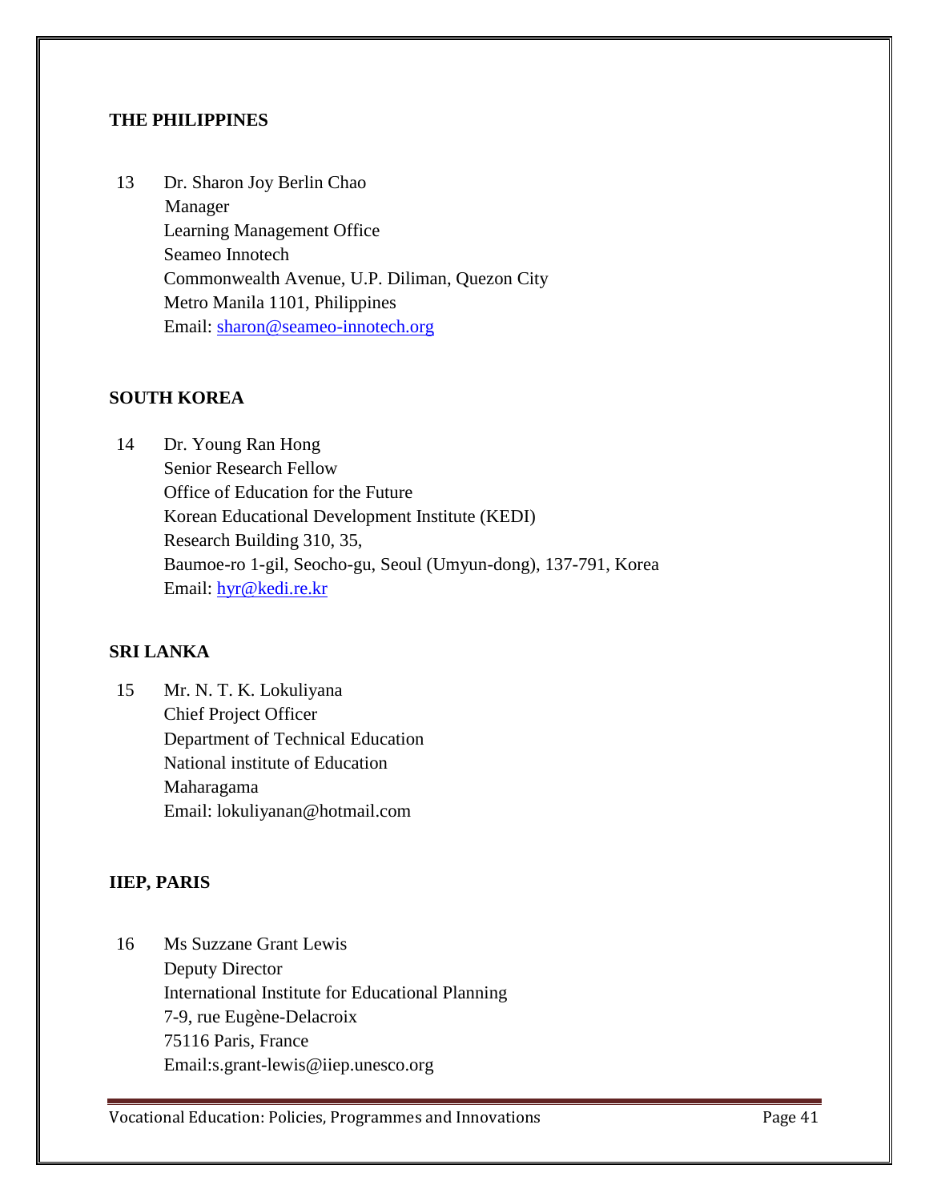**THE PHILIPPINES**

13 Dr. Sharon Joy Berlin Chao
Manager
Learning Management Office
Seameo Innotech
Commonwealth Avenue, U.P. Diliman, Quezon City
Metro Manila 1101, Philippines
Email: sharon@seameo-innotech.org

**SOUTH KOREA**

14 Dr. Young Ran Hong
Senior Research Fellow
Office of Education for the Future
Korean Educational Development Institute (KEDI)
Research Building 310, 35,
Baumoe-ro 1-gil, Seocho-gu, Seoul (Umyun-dong), 137-791, Korea
Email: hyr@kedi.re.kr

**SRI LANKA**

15 Mr. N. T. K. Lokuliyana
Chief Project Officer
Department of Technical Education
National institute of Education
Maharagama
Email: lokuliyanan@hotmail.com

**IIEP, PARIS**

16 Ms Suzzane Grant Lewis
Deputy Director
International Institute for Educational Planning
7-9, rue Eugène-Delacroix
75116 Paris, France
Email:s.grant-lewis@iiep.unesco.org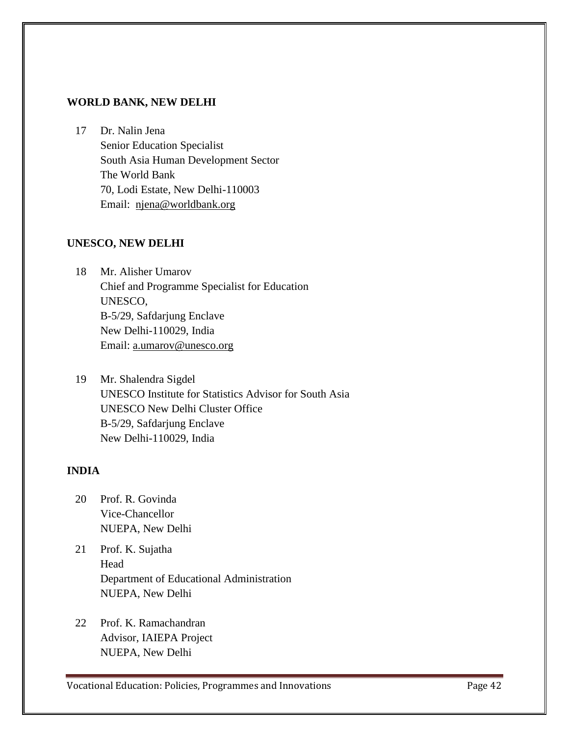**WORLD BANK, NEW DELHI**

17 Dr. Nalin Jena
Senior Education Specialist
South Asia Human Development Sector
The World Bank
70, Lodi Estate, New Delhi-110003
Email: njena@worldbank.org

**UNESCO, NEW DELHI**

18 Mr. Alisher Umarov
Chief and Programme Specialist for Education
UNESCO,
B-5/29, Safdarjung Enclave
New Delhi-110029, India
Email: a.umarov@unesco.org

19 Mr. Shalendra Sigdel
UNESCO Institute for Statistics Advisor for South Asia
UNESCO New Delhi Cluster Office
B-5/29, Safdarjung Enclave
New Delhi-110029, India

**INDIA**

20 Prof. R. Govinda
Vice-Chancellor
NUEPA, New Delhi

21 Prof. K. Sujatha
Head
Department of Educational Administration
NUEPA, New Delhi

22 Prof. K. Ramachandran
Advisor, IAIEPA Project
NUEPA, New Delhi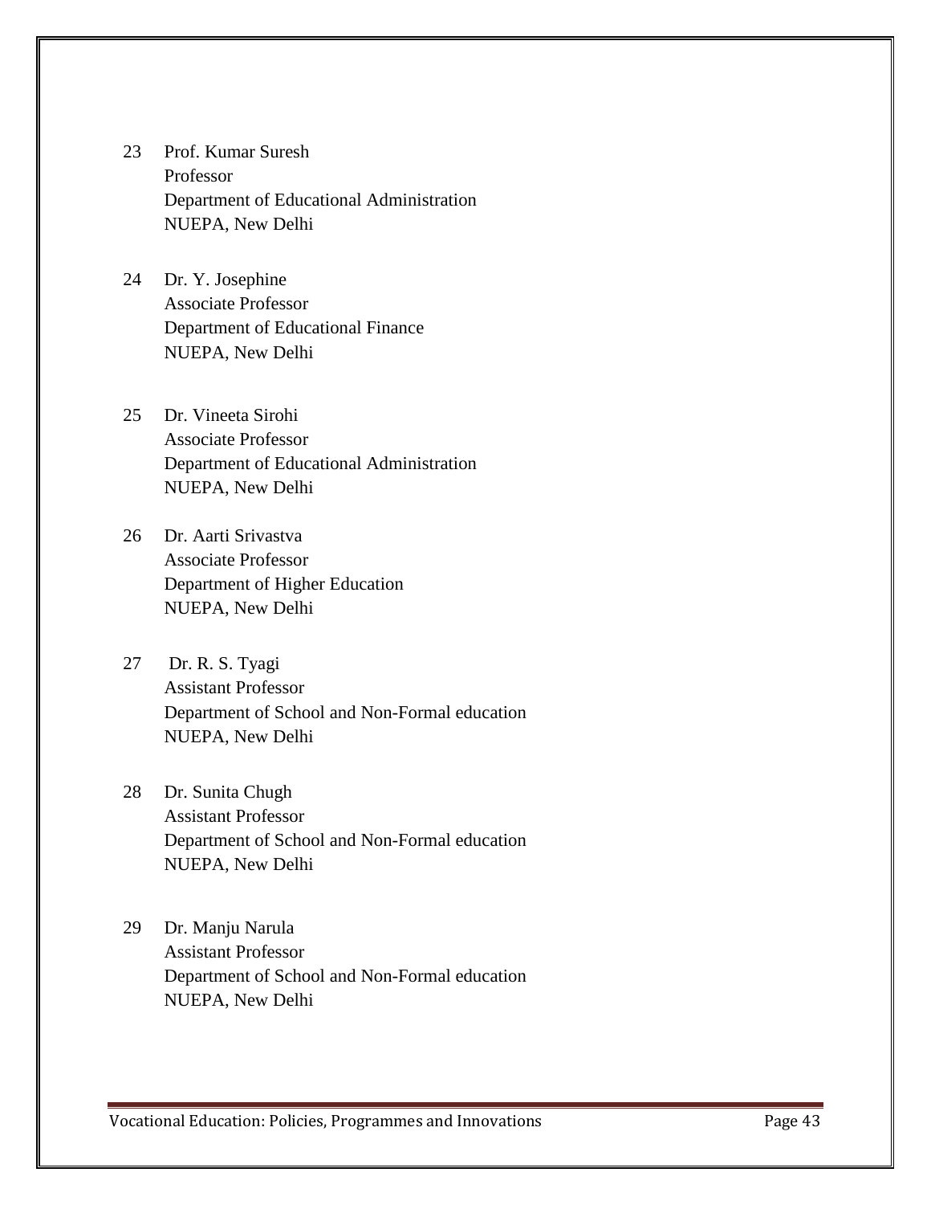23. Prof. Kumar Suresh
    Professor
    Department of Educational Administration
    NUEPA, New Delhi

24. Dr. Y. Josephine
    Associate Professor
    Department of Educational Finance
    NUEPA, New Delhi

25. Dr. Vineeta Sirohi
    Associate Professor
    Department of Educational Administration
    NUEPA, New Delhi

26. Dr. Aarti Srivastva
    Associate Professor
    Department of Higher Education
    NUEPA, New Delhi

27. Dr. R. S. Tyagi
    Assistant Professor
    Department of School and Non-Formal education
    NUEPA, New Delhi

28. Dr. Sunita Chugh
    Assistant Professor
    Department of School and Non-Formal education
    NUEPA, New Delhi

29. Dr. Manju Narula
    Assistant Professor
    Department of School and Non-Formal education
    NUEPA, New Delhi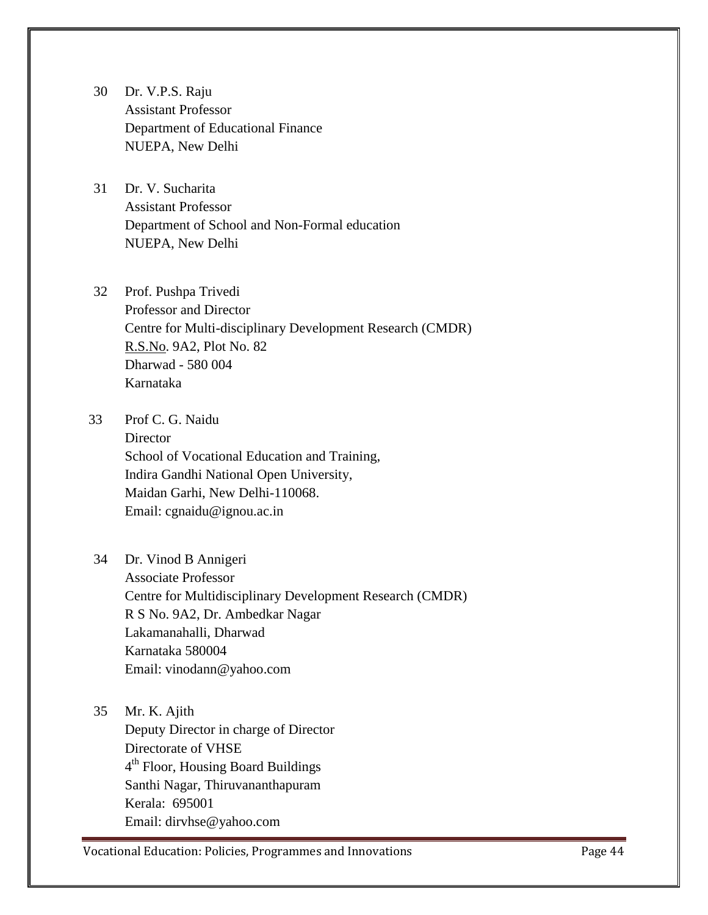30. Dr. V.P.S. Raju
    Assistant Professor
    Department of Educational Finance
    NUEPA, New Delhi

31. Dr. V. Sucharita
    Assistant Professor
    Department of School and Non-Formal education
    NUEPA, New Delhi

32. Prof. Pushpa Trivedi
    Professor and Director
    Centre for Multi-disciplinary Development Research (CMDR)
    R.S.No. 9A2, Plot No. 82
    Dharwad - 580 004
    Karnataka

33. Prof C. G. Naidu
    Director
    School of Vocational Education and Training,
    Indira Gandhi National Open University,
    Maidan Garhi, New Delhi-110068.
    Email: cgnaidu@ignou.ac.in

34. Dr. Vinod B Annigeri
    Associate Professor
    Centre for Multidisciplinary Development Research (CMDR)
    R S No. 9A2, Dr. Ambedkar Nagar
    Lakamanahalli, Dharwad
    Karnataka 580004
    Email: vinodann@yahoo.com

35. Mr. K. Ajith
    Deputy Director in charge of Director
    Directorate of VHSE
    4th Floor, Housing Board Buildings
    Santhi Nagar, Thiruvananthapuram
    Kerala: 695001
    Email: dirvhse@yahoo.com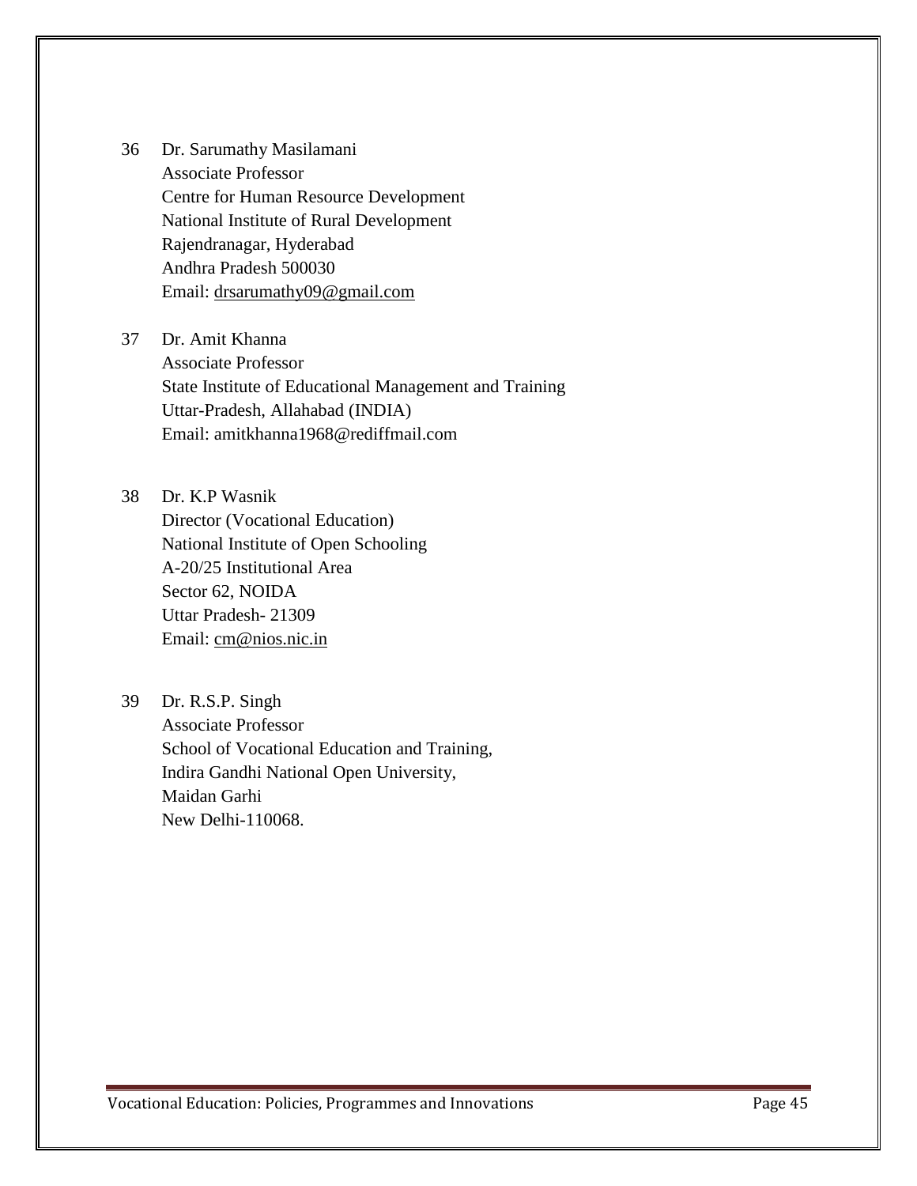36 Dr. Sarumathy Masilamani
Associate Professor
Centre for Human Resource Development
National Institute of Rural Development
Rajendranagar, Hyderabad
Andhra Pradesh 500030
Email: drsarumathy09@gmail.com

37 Dr. Amit Khanna
Associate Professor
State Institute of Educational Management and Training
Uttar-Pradesh, Allahabad (INDIA)
Email: amitkhanna1968@rediffmail.com

38 Dr. K.P Wasnik
Director (Vocational Education)
National Institute of Open Schooling
A-20/25 Institutional Area
Sector 62, NOIDA
Uttar Pradesh- 21309
Email: cm@nios.nic.in

39 Dr. R.S.P. Singh
Associate Professor
School of Vocational Education and Training,
Indira Gandhi National Open University,
Maidan Garhi
New Delhi-110068.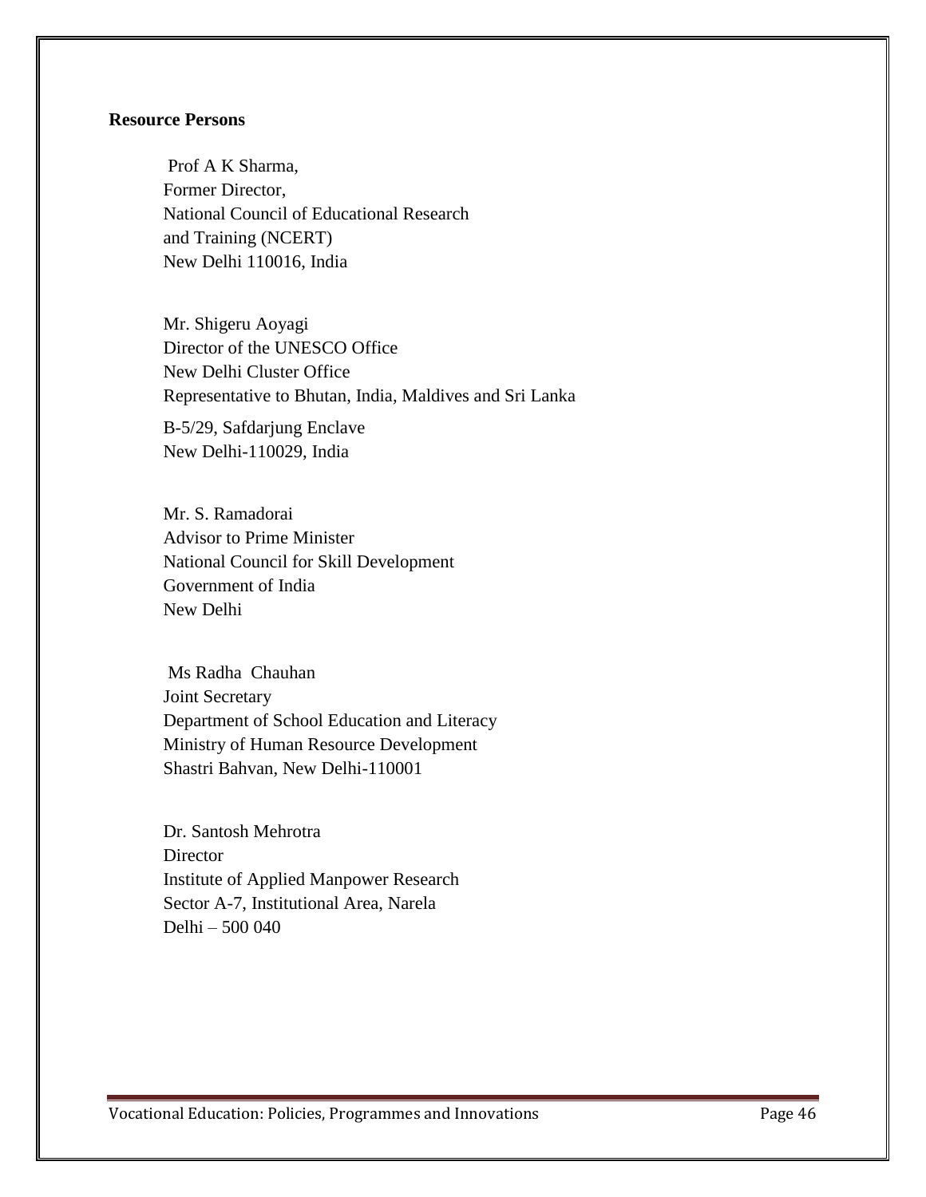**Resource Persons**

Prof A K Sharma,  
Former Director,  
National Council of Educational Research  
and Training (NCERT)  
New Delhi 110016, India

Mr. Shigeru Aoyagi  
Director of the UNESCO Office  
New Delhi Cluster Office  
Representative to Bhutan, India, Maldives and Sri Lanka

B-5/29, Safdarjung Enclave  
New Delhi-110029, India

Mr. S. Ramadorai  
Advisor to Prime Minister  
National Council for Skill Development  
Government of India  
New Delhi

Ms Radha Chauhan  
Joint Secretary  
Department of School Education and Literacy  
Ministry of Human Resource Development  
Shastri Bahvan, New Delhi-110001

Dr. Santosh Mehrotra  
Director  
Institute of Applied Manpower Research  
Sector A-7, Institutional Area, Narela  
Delhi – 500 040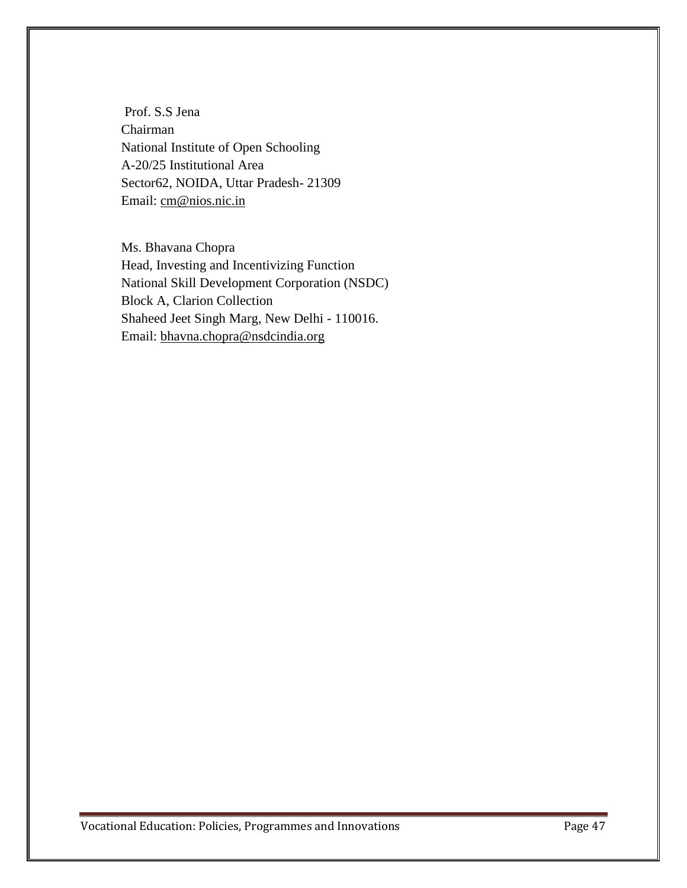Prof. S.S Jena  
Chairman  
National Institute of Open Schooling  
A-20/25 Institutional Area  
Sector62, NOIDA, Uttar Pradesh- 21309  
Email: cm@nios.nic.in

Ms. Bhavana Chopra  
Head, Investing and Incentivizing Function  
National Skill Development Corporation (NSDC)  
Block A, Clarion Collection  
Shaheed Jeet Singh Marg, New Delhi - 110016.  
Email: bhavna.chopra@nsdcindia.org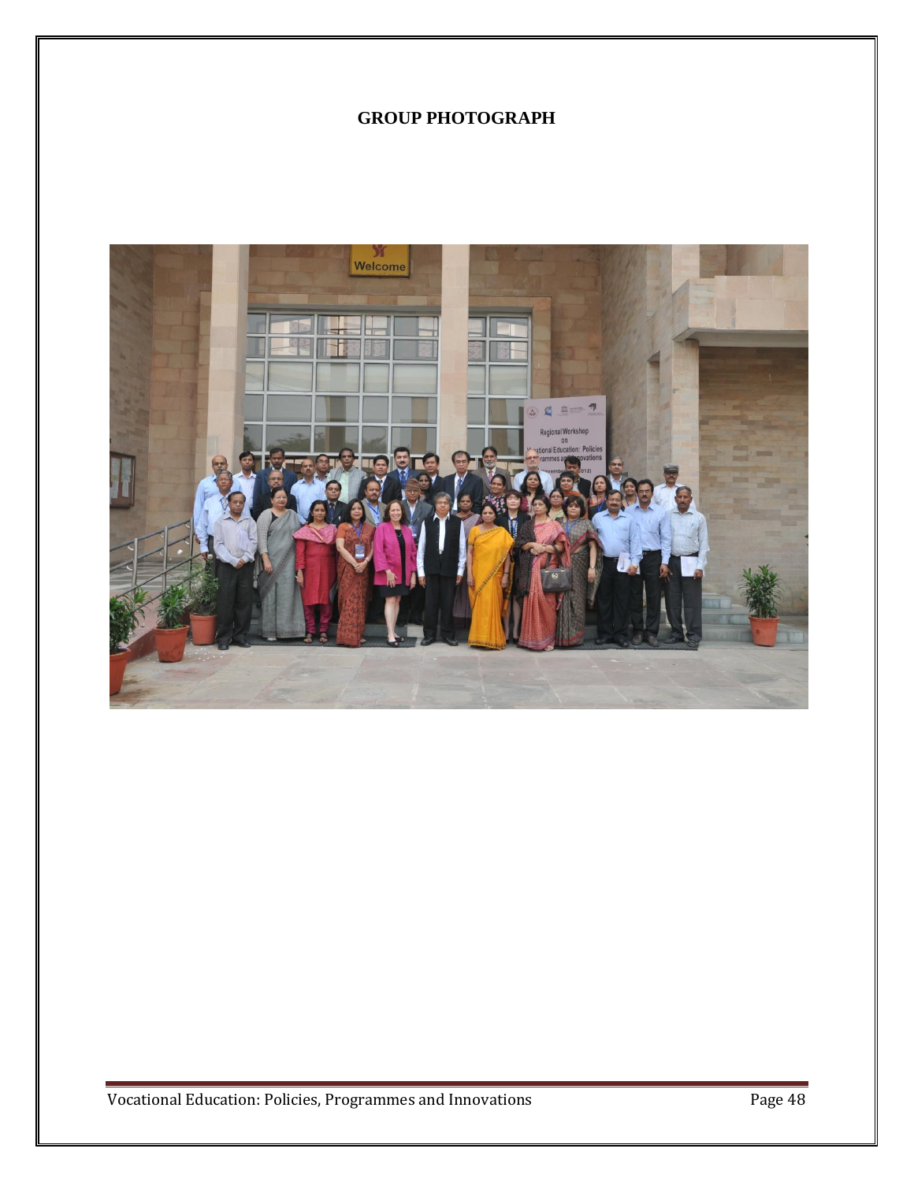# GROUP PHOTOGRAPH